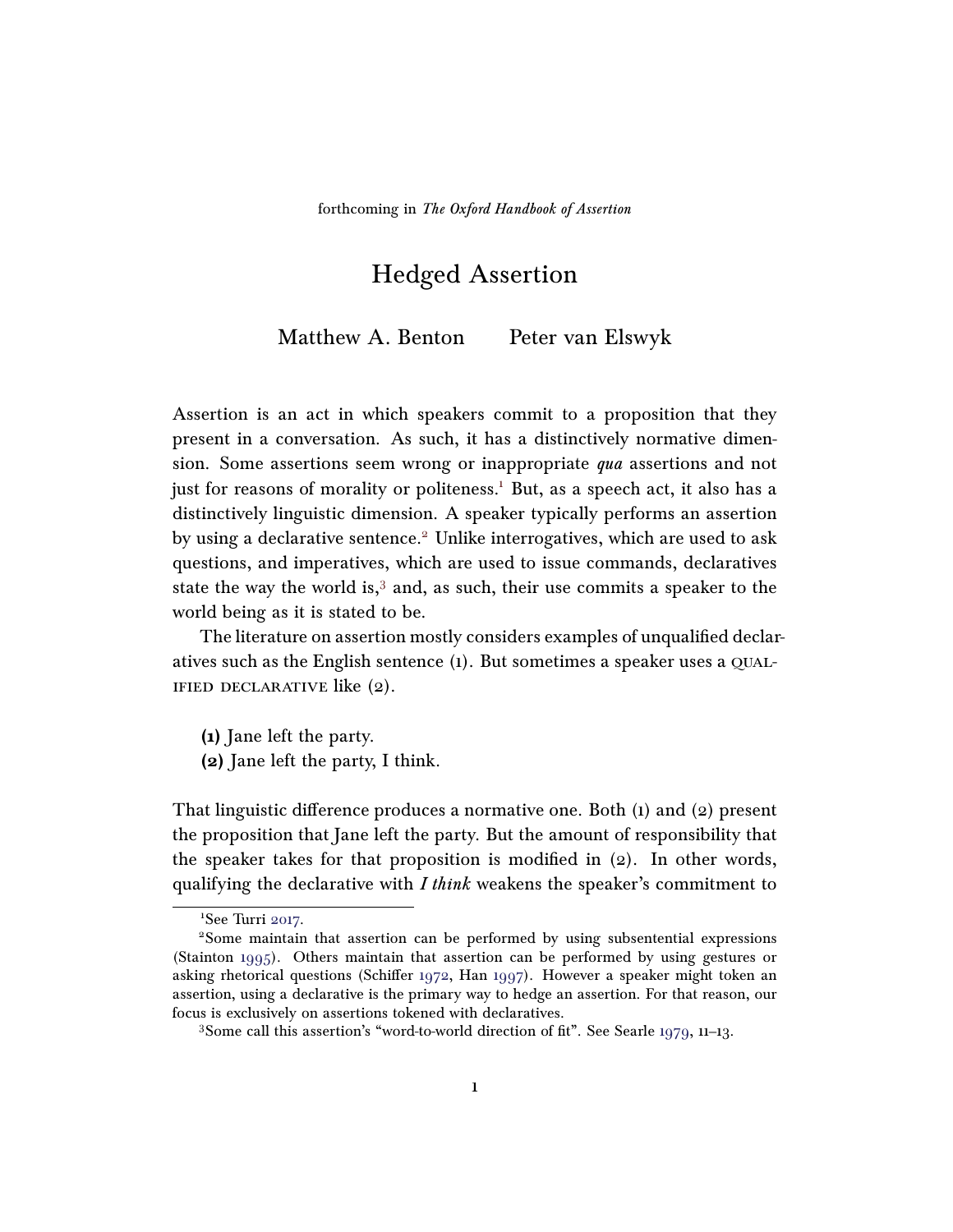forthcoming in *The Oxford Handbook of Assertion*

# Hedged Assertion

Matthew A. Benton  Peter van Elswyk

Assertion is an act in which speakers commit to a proposition that they present in a conversation. As such, it has a distinctively normative dimension. Some assertions seem wrong or inappropriate *qua* assertions and not just for reasons of morality or politeness.[1] But, as a speech act, it also has a distinctively linguistic dimension. A speaker typically performs an assertion by using a declarative sentence.[2] Unlike interrogatives, which are used to ask questions, and imperatives, which are used to issue commands, declaratives state the way the world is,[3] and, as such, their use commits a speaker to the world being as it is stated to be.

The literature on assertion mostly considers examples of unqualified declaratives such as the English sentence (1). But sometimes a speaker uses a QUALIFIED DECLARATIVE like (2).

**(1)** Jane left the party.
**(2)** Jane left the party, I think.

That linguistic difference produces a normative one. Both (1) and (2) present the proposition that Jane left the party. But the amount of responsibility that the speaker takes for that proposition is modified in (2). In other words, qualifying the declarative with *I think* weakens the speaker's commitment to

---

[1] See Turri 2017.

[2] Some maintain that assertion can be performed by using subsentential expressions (Stainton 1995). Others maintain that assertion can be performed by using gestures or asking rhetorical questions (Schiffer 1972, Han 1997). However a speaker might token an assertion, using a declarative is the primary way to hedge an assertion. For that reason, our focus is exclusively on assertions tokened with declaratives.

[3] Some call this assertion's "word-to-world direction of fit". See Searle 1979, 11–13.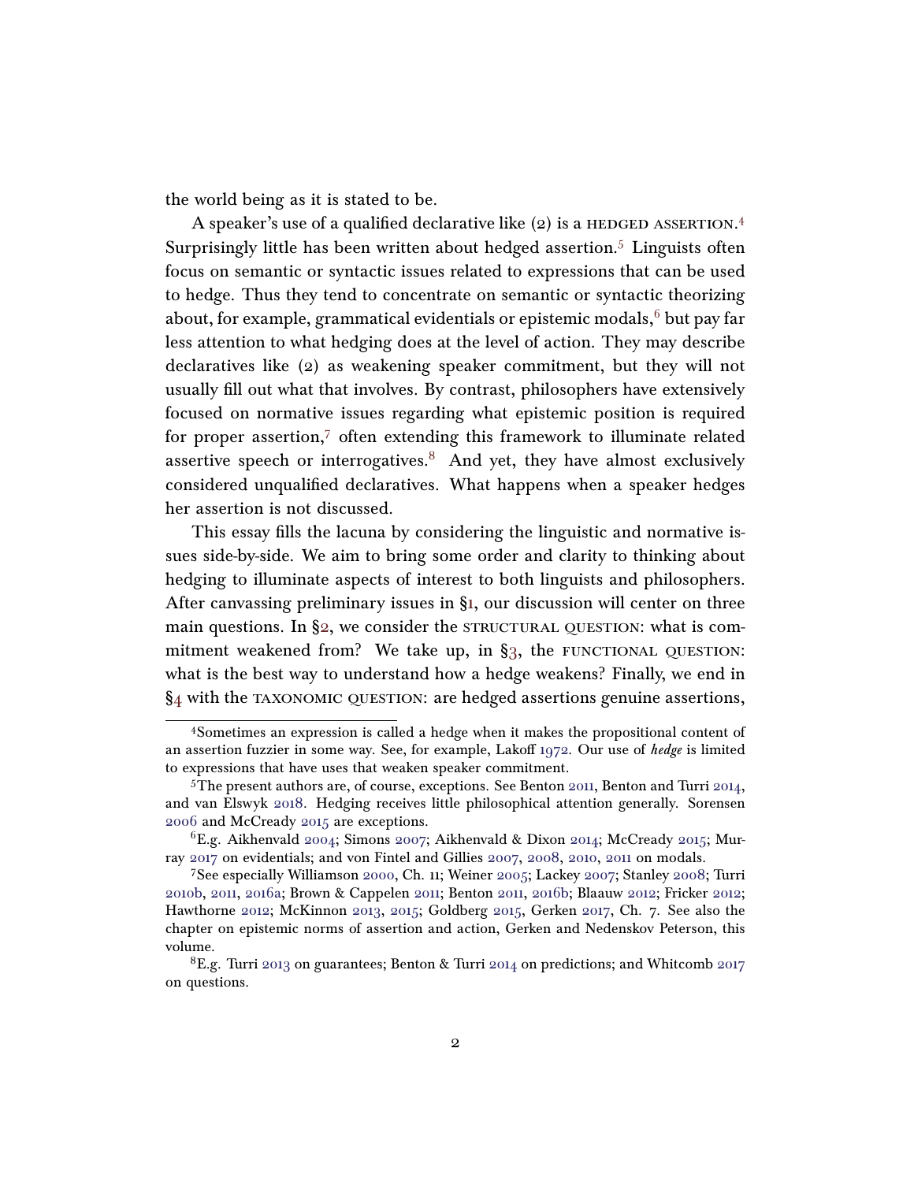the world being as it is stated to be.

A speaker's use of a qualified declarative like (2) is a HEDGED ASSERTION.[4] Surprisingly little has been written about hedged assertion.[5] Linguists often focus on semantic or syntactic issues related to expressions that can be used to hedge. Thus they tend to concentrate on semantic or syntactic theorizing about, for example, grammatical evidentials or epistemic modals,[6] but pay far less attention to what hedging does at the level of action. They may describe declaratives like (2) as weakening speaker commitment, but they will not usually fill out what that involves. By contrast, philosophers have extensively focused on normative issues regarding what epistemic position is required for proper assertion,[7] often extending this framework to illuminate related assertive speech or interrogatives.[8] And yet, they have almost exclusively considered unqualified declaratives. What happens when a speaker hedges her assertion is not discussed.

This essay fills the lacuna by considering the linguistic and normative issues side-by-side. We aim to bring some order and clarity to thinking about hedging to illuminate aspects of interest to both linguists and philosophers. After canvassing preliminary issues in §1, our discussion will center on three main questions. In §2, we consider the STRUCTURAL QUESTION: what is commitment weakened from? We take up, in §3, the FUNCTIONAL QUESTION: what is the best way to understand how a hedge weakens? Finally, we end in §4 with the TAXONOMIC QUESTION: are hedged assertions genuine assertions,

---

[4] Sometimes an expression is called a hedge when it makes the propositional content of an assertion fuzzier in some way. See, for example, Lakoff 1972. Our use of *hedge* is limited to expressions that have uses that weaken speaker commitment.

[5] The present authors are, of course, exceptions. See Benton 2011, Benton and Turri 2014, and van Elswyk 2018. Hedging receives little philosophical attention generally. Sorensen 2006 and McCready 2015 are exceptions.

[6] E.g. Aikhenvald 2004; Simons 2007; Aikhenvald & Dixon 2014; McCready 2015; Murray 2017 on evidentials; and von Fintel and Gillies 2007, 2008, 2010, 2011 on modals.

[7] See especially Williamson 2000, Ch. 11; Weiner 2005; Lackey 2007; Stanley 2008; Turri 2010b, 2011, 2016a; Brown & Cappelen 2011; Benton 2011, 2016b; Blaauw 2012; Fricker 2012; Hawthorne 2012; McKinnon 2013, 2015; Goldberg 2015, Gerken 2017, Ch. 7. See also the chapter on epistemic norms of assertion and action, Gerken and Nedenskov Peterson, this volume.

[8] E.g. Turri 2013 on guarantees; Benton & Turri 2014 on predictions; and Whitcomb 2017 on questions.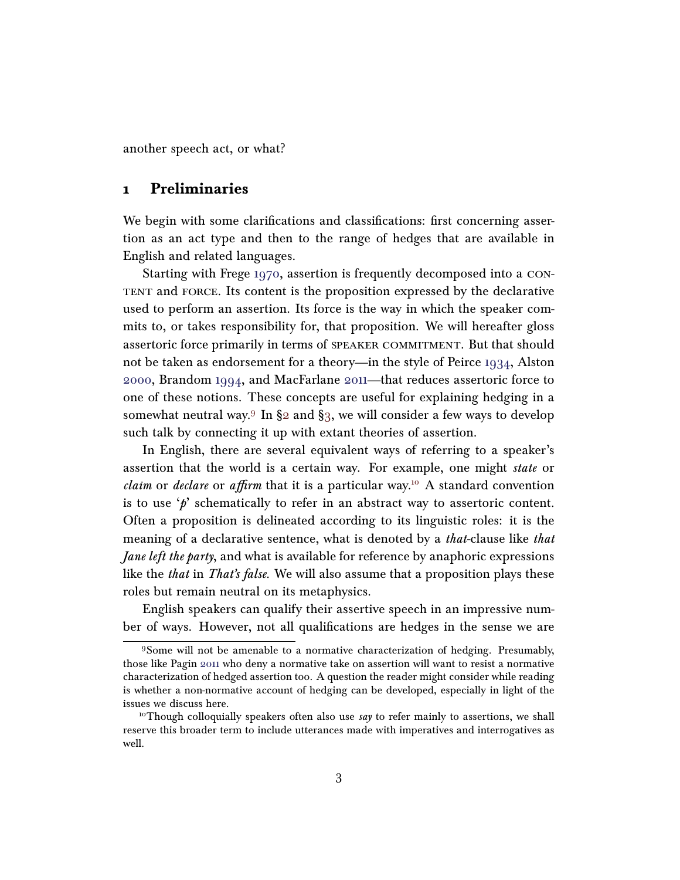another speech act, or what?

## 1 Preliminaries

We begin with some clarifications and classifications: first concerning assertion as an act type and then to the range of hedges that are available in English and related languages.

Starting with Frege 1970, assertion is frequently decomposed into a CONTENT and FORCE. Its content is the proposition expressed by the declarative used to perform an assertion. Its force is the way in which the speaker commits to, or takes responsibility for, that proposition. We will hereafter gloss assertoric force primarily in terms of SPEAKER COMMITMENT. But that should not be taken as endorsement for a theory—in the style of Peirce 1934, Alston 2000, Brandom 1994, and MacFarlane 2011—that reduces assertoric force to one of these notions. These concepts are useful for explaining hedging in a somewhat neutral way.[9] In §2 and §3, we will consider a few ways to develop such talk by connecting it up with extant theories of assertion.

In English, there are several equivalent ways of referring to a speaker's assertion that the world is a certain way. For example, one might *state* or *claim* or *declare* or *affirm* that it is a particular way.[10] A standard convention is to use '*p*' schematically to refer in an abstract way to assertoric content. Often a proposition is delineated according to its linguistic roles: it is the meaning of a declarative sentence, what is denoted by a *that*-clause like *that Jane left the party*, and what is available for reference by anaphoric expressions like the *that* in *That's false.* We will also assume that a proposition plays these roles but remain neutral on its metaphysics.

English speakers can qualify their assertive speech in an impressive number of ways. However, not all qualifications are hedges in the sense we are

[9] Some will not be amenable to a normative characterization of hedging. Presumably, those like Pagin 2011 who deny a normative take on assertion will want to resist a normative characterization of hedged assertion too. A question the reader might consider while reading is whether a non-normative account of hedging can be developed, especially in light of the issues we discuss here.

[10] Though colloquially speakers often also use *say* to refer mainly to assertions, we shall reserve this broader term to include utterances made with imperatives and interrogatives as well.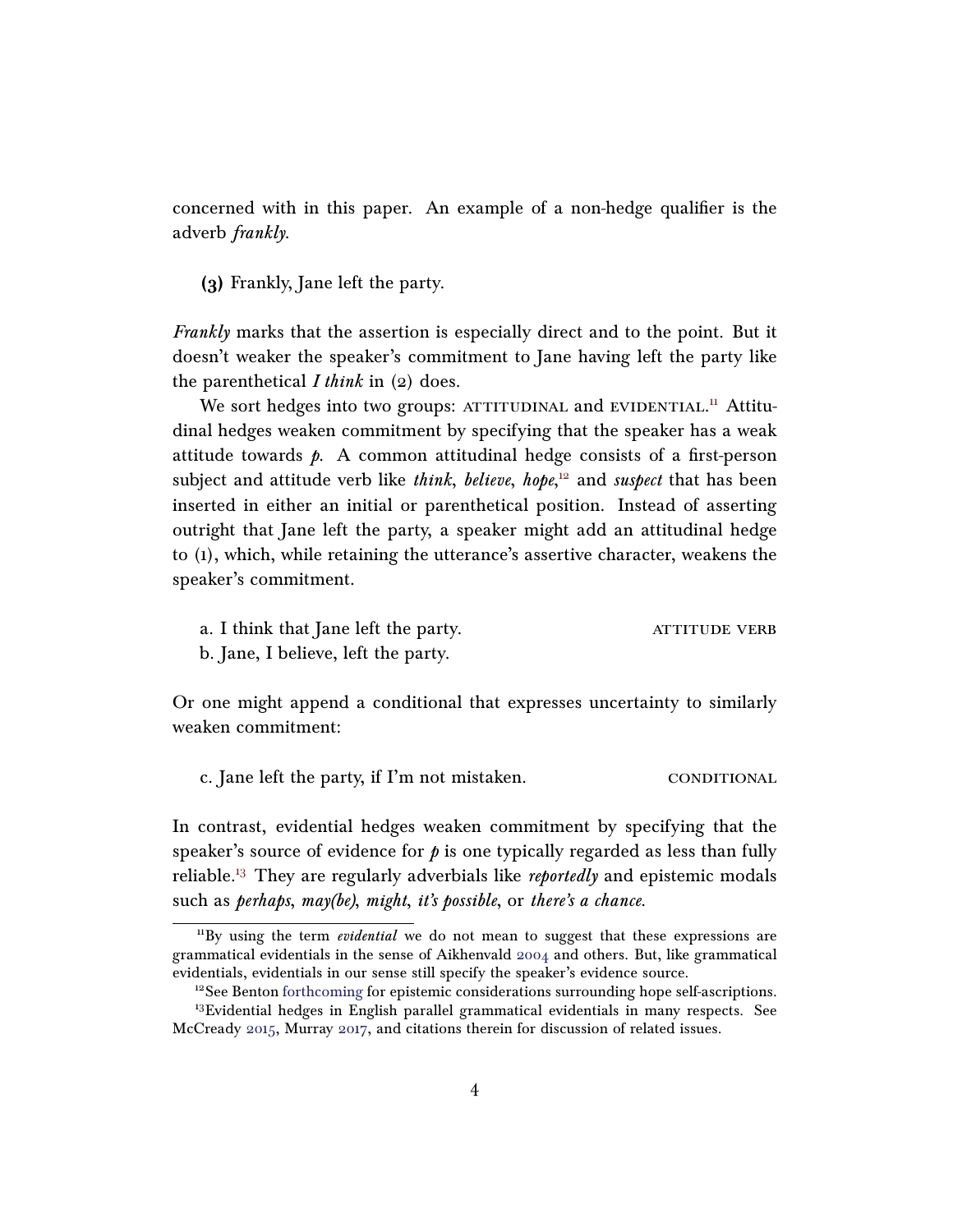concerned with in this paper. An example of a non-hedge qualifier is the adverb *frankly*.

**(3)** Frankly, Jane left the party.

*Frankly* marks that the assertion is especially direct and to the point. But it doesn't weaker the speaker's commitment to Jane having left the party like the parenthetical *I think* in (2) does.

We sort hedges into two groups: ATTITUDINAL and EVIDENTIAL.[11] Attitudinal hedges weaken commitment by specifying that the speaker has a weak attitude towards *p*. A common attitudinal hedge consists of a first-person subject and attitude verb like *think*, *believe*, *hope*,[12] and *suspect* that has been inserted in either an initial or parenthetical position. Instead of asserting outright that Jane left the party, a speaker might add an attitudinal hedge to (1), which, while retaining the utterance's assertive character, weakens the speaker's commitment.

a. I think that Jane left the party. ATTITUDE VERB
b. Jane, I believe, left the party.

Or one might append a conditional that expresses uncertainty to similarly weaken commitment:

c. Jane left the party, if I'm not mistaken. CONDITIONAL

In contrast, evidential hedges weaken commitment by specifying that the speaker's source of evidence for *p* is one typically regarded as less than fully reliable.[13] They are regularly adverbials like *reportedly* and epistemic modals such as ***perhaps***, ***may(be)***, ***might***, ***it's possible***, or ***there's a chance***.

---

[11] By using the term *evidential* we do not mean to suggest that these expressions are grammatical evidentials in the sense of Aikhenvald 2004 and others. But, like grammatical evidentials, evidentials in our sense still specify the speaker's evidence source.

[12] See Benton forthcoming for epistemic considerations surrounding hope self-ascriptions.

[13] Evidential hedges in English parallel grammatical evidentials in many respects. See McCready 2015, Murray 2017, and citations therein for discussion of related issues.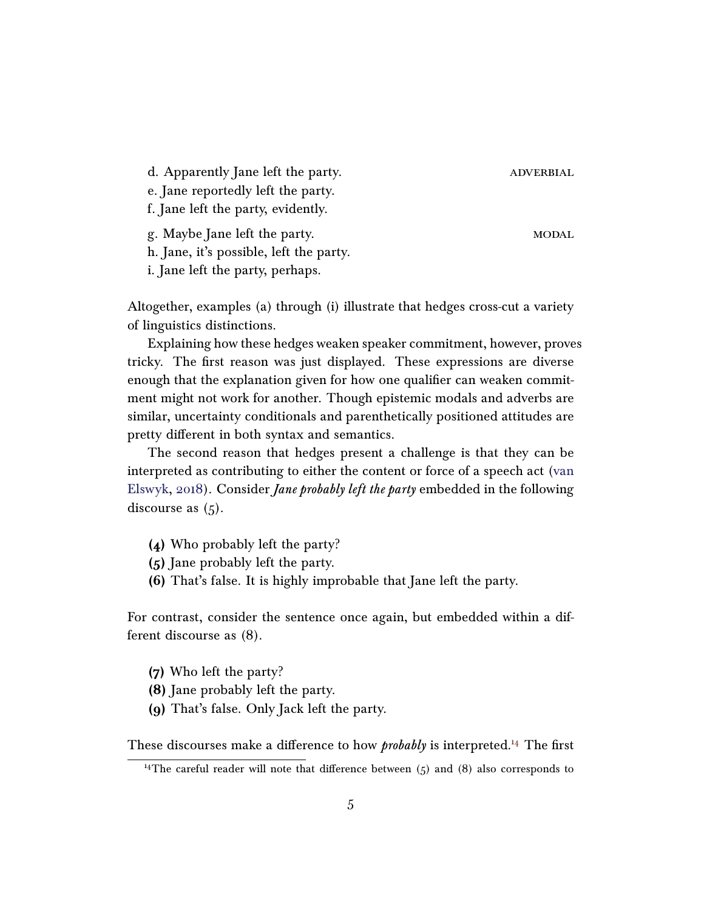d. Apparently Jane left the party. ADVERBIAL
e. Jane reportedly left the party.
f. Jane left the party, evidently.

g. Maybe Jane left the party. MODAL
h. Jane, it's possible, left the party.
i. Jane left the party, perhaps.

Altogether, examples (a) through (i) illustrate that hedges cross-cut a variety of linguistics distinctions.

Explaining how these hedges weaken speaker commitment, however, proves tricky. The first reason was just displayed. These expressions are diverse enough that the explanation given for how one qualifier can weaken commitment might not work for another. Though epistemic modals and adverbs are similar, uncertainty conditionals and parenthetically positioned attitudes are pretty different in both syntax and semantics.

The second reason that hedges present a challenge is that they can be interpreted as contributing to either the content or force of a speech act (van Elswyk, 2018). Consider *Jane probably left the party* embedded in the following discourse as (5).

**(4)** Who probably left the party?
**(5)** Jane probably left the party.
**(6)** That's false. It is highly improbable that Jane left the party.

For contrast, consider the sentence once again, but embedded within a different discourse as (8).

**(7)** Who left the party?
**(8)** Jane probably left the party.
**(9)** That's false. Only Jack left the party.

These discourses make a difference to how *probably* is interpreted.[14] The first

[14]The careful reader will note that difference between (5) and (8) also corresponds to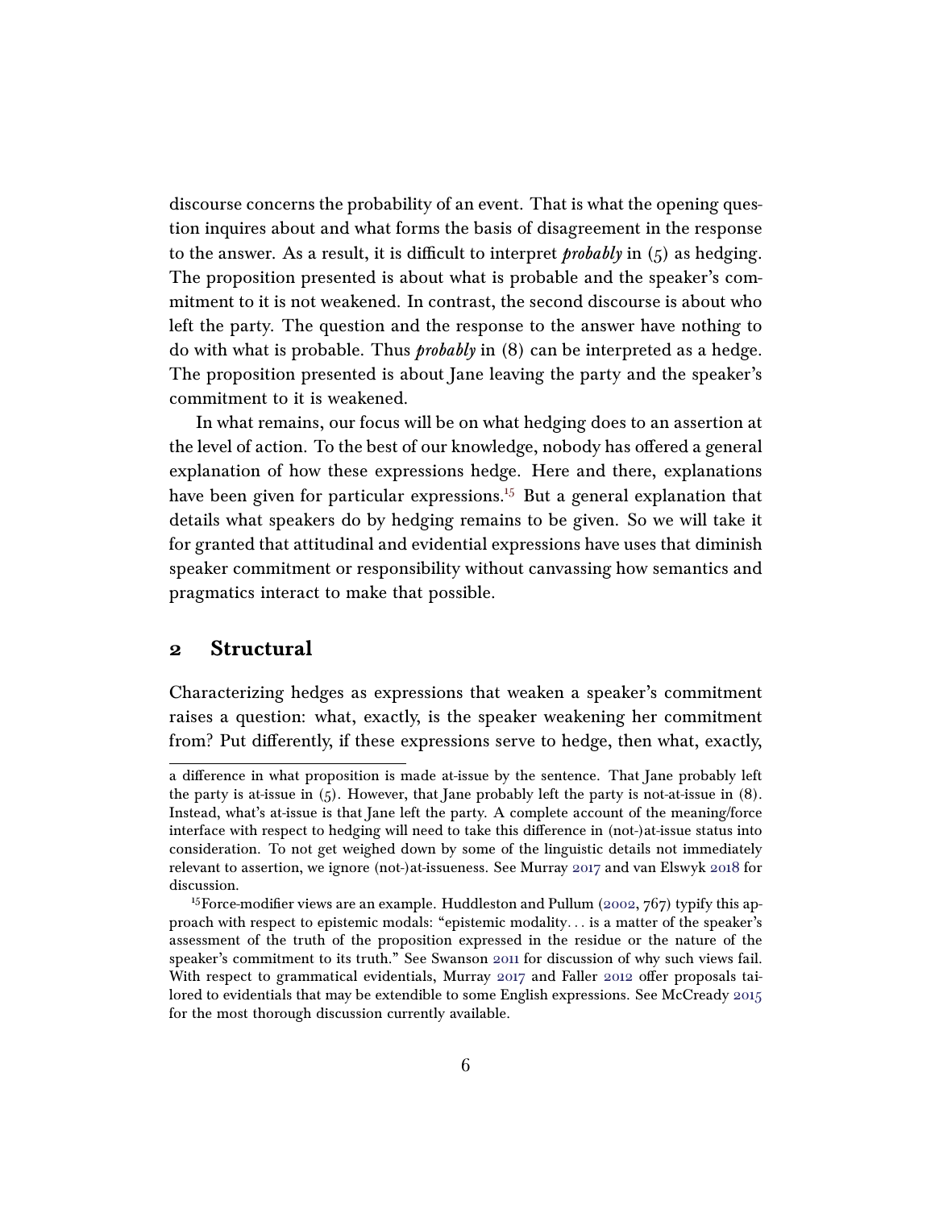discourse concerns the probability of an event. That is what the opening question inquires about and what forms the basis of disagreement in the response to the answer. As a result, it is difficult to interpret *probably* in (5) as hedging. The proposition presented is about what is probable and the speaker's commitment to it is not weakened. In contrast, the second discourse is about who left the party. The question and the response to the answer have nothing to do with what is probable. Thus *probably* in (8) can be interpreted as a hedge. The proposition presented is about Jane leaving the party and the speaker's commitment to it is weakened.

In what remains, our focus will be on what hedging does to an assertion at the level of action. To the best of our knowledge, nobody has offered a general explanation of how these expressions hedge. Here and there, explanations have been given for particular expressions.[15] But a general explanation that details what speakers do by hedging remains to be given. So we will take it for granted that attitudinal and evidential expressions have uses that diminish speaker commitment or responsibility without canvassing how semantics and pragmatics interact to make that possible.

## 2 Structural

Characterizing hedges as expressions that weaken a speaker's commitment raises a question: what, exactly, is the speaker weakening her commitment from? Put differently, if these expressions serve to hedge, then what, exactly,

---

a difference in what proposition is made at-issue by the sentence. That Jane probably left the party is at-issue in (5). However, that Jane probably left the party is not-at-issue in (8). Instead, what's at-issue is that Jane left the party. A complete account of the meaning/force interface with respect to hedging will need to take this difference in (not-)at-issue status into consideration. To not get weighed down by some of the linguistic details not immediately relevant to assertion, we ignore (not-)at-issueness. See Murray 2017 and van Elswyk 2018 for discussion.

[15] Force-modifier views are an example. Huddleston and Pullum (2002, 767) typify this approach with respect to epistemic modals: "epistemic modality. . . is a matter of the speaker's assessment of the truth of the proposition expressed in the residue or the nature of the speaker's commitment to its truth." See Swanson 2011 for discussion of why such views fail. With respect to grammatical evidentials, Murray 2017 and Faller 2012 offer proposals tailored to evidentials that may be extendible to some English expressions. See McCready 2015 for the most thorough discussion currently available.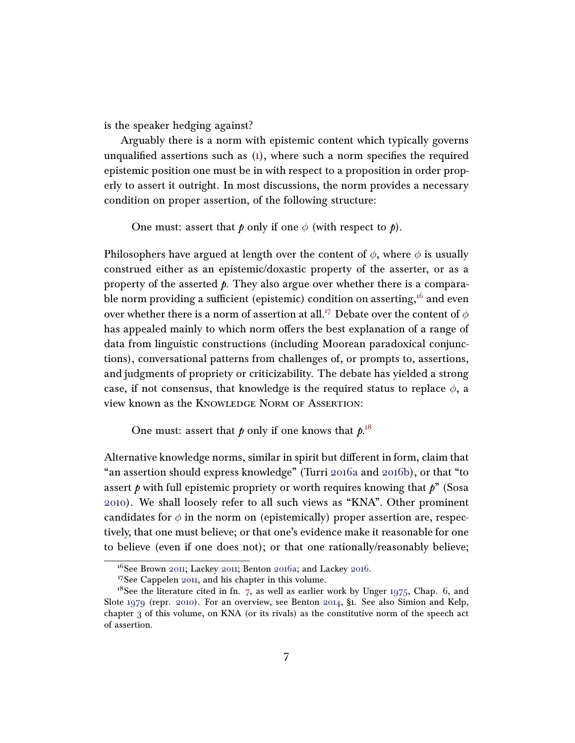is the speaker hedging against?

Arguably there is a norm with epistemic content which typically governs unqualified assertions such as (1), where such a norm specifies the required epistemic position one must be in with respect to a proposition in order properly to assert it outright. In most discussions, the norm provides a necessary condition on proper assertion, of the following structure:

> One must: assert that *p* only if one $\phi$ (with respect to *p*).

Philosophers have argued at length over the content of $\phi$, where $\phi$ is usually construed either as an epistemic/doxastic property of the asserter, or as a property of the asserted *p*. They also argue over whether there is a comparable norm providing a sufficient (epistemic) condition on asserting,[16] and even over whether there is a norm of assertion at all.[17] Debate over the content of $\phi$ has appealed mainly to which norm offers the best explanation of a range of data from linguistic constructions (including Moorean paradoxical conjunctions), conversational patterns from challenges of, or prompts to, assertions, and judgments of propriety or criticizability. The debate has yielded a strong case, if not consensus, that knowledge is the required status to replace $\phi$, a view known as the Knowledge Norm of Assertion:

> One must: assert that *p* only if one knows that *p*.[18]

Alternative knowledge norms, similar in spirit but different in form, claim that "an assertion should express knowledge" (Turri 2016a and 2016b), or that "to assert *p* with full epistemic propriety or worth requires knowing that *p*" (Sosa 2010). We shall loosely refer to all such views as "KNA". Other prominent candidates for $\phi$ in the norm on (epistemically) proper assertion are, respectively, that one must believe; or that one's evidence make it reasonable for one to believe (even if one does not); or that one rationally/reasonably believe;

---

[16] See Brown 2011; Lackey 2011; Benton 2016a; and Lackey 2016.

[17] See Cappelen 2011, and his chapter in this volume.

[18] See the literature cited in fn. 7, as well as earlier work by Unger 1975, Chap. 6, and Slote 1979 (repr. 2010). For an overview, see Benton 2014, §1. See also Simion and Kelp, chapter 3 of this volume, on KNA (or its rivals) as the constitutive norm of the speech act of assertion.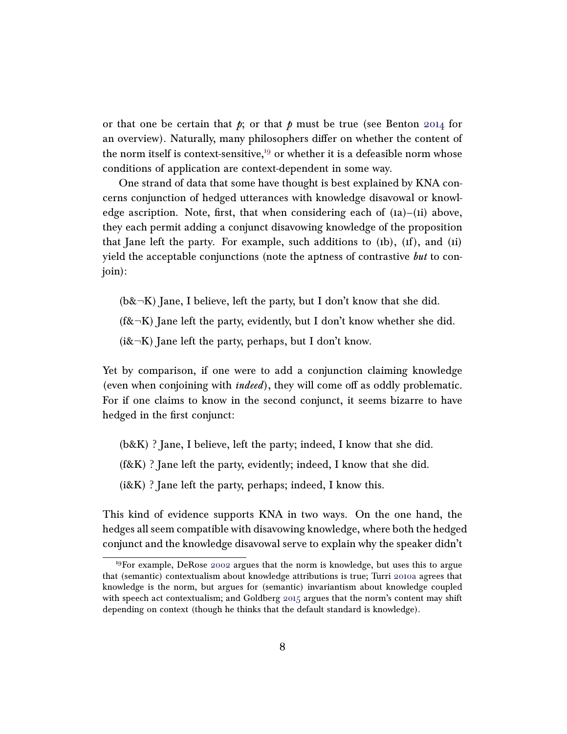or that one be certain that *p*; or that *p* must be true (see Benton 2014 for an overview). Naturally, many philosophers differ on whether the content of the norm itself is context-sensitive,[19] or whether it is a defeasible norm whose conditions of application are context-dependent in some way.

One strand of data that some have thought is best explained by KNA concerns conjunction of hedged utterances with knowledge disavowal or knowledge ascription. Note, first, that when considering each of (1a)–(1i) above, they each permit adding a conjunct disavowing knowledge of the proposition that Jane left the party. For example, such additions to (1b), (1f), and (1i) yield the acceptable conjunctions (note the aptness of contrastive ***but*** to conjoin):

(b&¬K) Jane, I believe, left the party, but I don't know that she did.

(f&¬K) Jane left the party, evidently, but I don't know whether she did.

(i&¬K) Jane left the party, perhaps, but I don't know.

Yet by comparison, if one were to add a conjunction claiming knowledge (even when conjoining with *indeed*), they will come off as oddly problematic. For if one claims to know in the second conjunct, it seems bizarre to have hedged in the first conjunct:

(b&K) ? Jane, I believe, left the party; indeed, I know that she did.

(f&K) ? Jane left the party, evidently; indeed, I know that she did.

(i&K) ? Jane left the party, perhaps; indeed, I know this.

This kind of evidence supports KNA in two ways. On the one hand, the hedges all seem compatible with disavowing knowledge, where both the hedged conjunct and the knowledge disavowal serve to explain why the speaker didn't

[19] For example, DeRose 2002 argues that the norm is knowledge, but uses this to argue that (semantic) contextualism about knowledge attributions is true; Turri 2010a agrees that knowledge is the norm, but argues for (semantic) invariantism about knowledge coupled with speech act contextualism; and Goldberg 2015 argues that the norm's content may shift depending on context (though he thinks that the default standard is knowledge).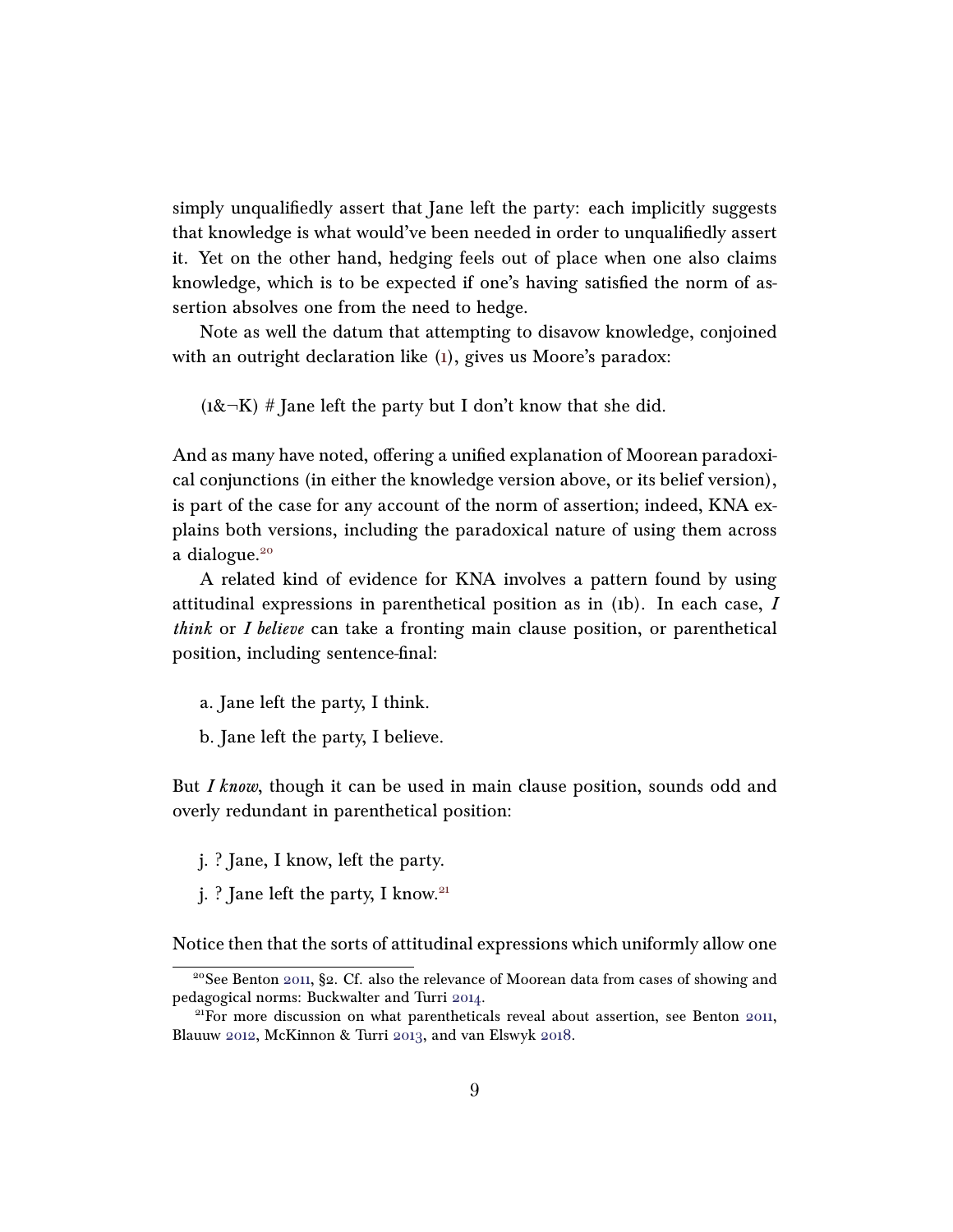simply unqualifiedly assert that Jane left the party: each implicitly suggests that knowledge is what would've been needed in order to unqualifiedly assert it. Yet on the other hand, hedging feels out of place when one also claims knowledge, which is to be expected if one's having satisfied the norm of assertion absolves one from the need to hedge.

Note as well the datum that attempting to disavow knowledge, conjoined with an outright declaration like (1), gives us Moore's paradox:

(1&¬K) # Jane left the party but I don't know that she did.

And as many have noted, offering a unified explanation of Moorean paradoxical conjunctions (in either the knowledge version above, or its belief version), is part of the case for any account of the norm of assertion; indeed, KNA explains both versions, including the paradoxical nature of using them across a dialogue.[20]

A related kind of evidence for KNA involves a pattern found by using attitudinal expressions in parenthetical position as in (1b). In each case, *I think* or *I believe* can take a fronting main clause position, or parenthetical position, including sentence-final:

a. Jane left the party, I think.

b. Jane left the party, I believe.

But *I know*, though it can be used in main clause position, sounds odd and overly redundant in parenthetical position:

j. ? Jane, I know, left the party.

j. ? Jane left the party, I know.[21]

Notice then that the sorts of attitudinal expressions which uniformly allow one

[20] See Benton 2011, §2. Cf. also the relevance of Moorean data from cases of showing and pedagogical norms: Buckwalter and Turri 2014.

[21] For more discussion on what parentheticals reveal about assertion, see Benton 2011, Blauuw 2012, McKinnon & Turri 2013, and van Elswyk 2018.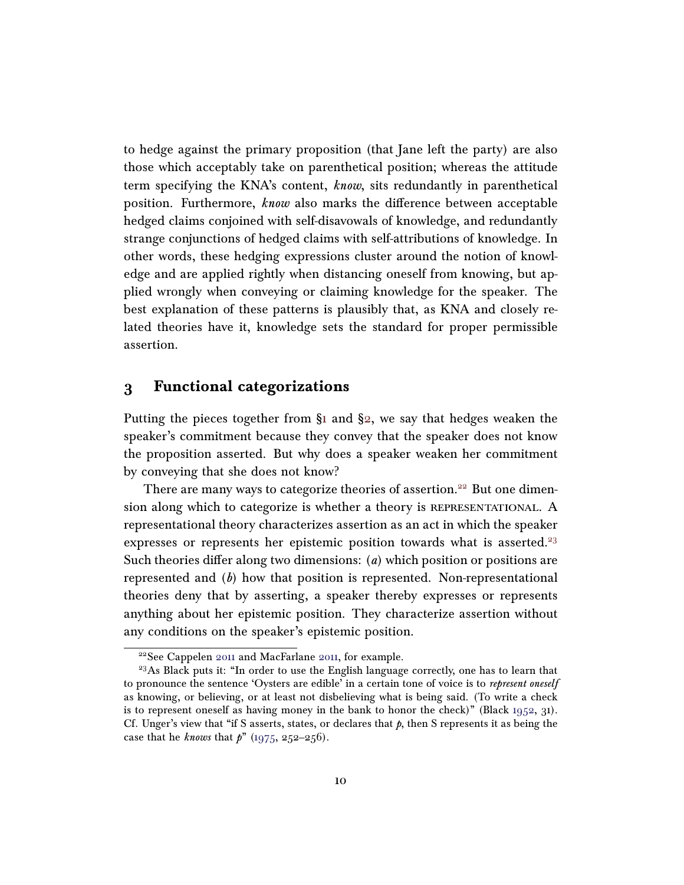to hedge against the primary proposition (that Jane left the party) are also those which acceptably take on parenthetical position; whereas the attitude term specifying the KNA's content, *know*, sits redundantly in parenthetical position. Furthermore, *know* also marks the difference between acceptable hedged claims conjoined with self-disavowals of knowledge, and redundantly strange conjunctions of hedged claims with self-attributions of knowledge. In other words, these hedging expressions cluster around the notion of knowledge and are applied rightly when distancing oneself from knowing, but applied wrongly when conveying or claiming knowledge for the speaker. The best explanation of these patterns is plausibly that, as KNA and closely related theories have it, knowledge sets the standard for proper permissible assertion.

## 3 Functional categorizations

Putting the pieces together from §1 and §2, we say that hedges weaken the speaker's commitment because they convey that the speaker does not know the proposition asserted. But why does a speaker weaken her commitment by conveying that she does not know?

There are many ways to categorize theories of assertion.[22] But one dimension along which to categorize is whether a theory is REPRESENTATIONAL. A representational theory characterizes assertion as an act in which the speaker expresses or represents her epistemic position towards what is asserted.[23] Such theories differ along two dimensions: (*a*) which position or positions are represented and (*b*) how that position is represented. Non-representational theories deny that by asserting, a speaker thereby expresses or represents anything about her epistemic position. They characterize assertion without any conditions on the speaker's epistemic position.

[22] See Cappelen 2011 and MacFarlane 2011, for example.

[23] As Black puts it: "In order to use the English language correctly, one has to learn that to pronounce the sentence 'Oysters are edible' in a certain tone of voice is to *represent oneself* as knowing, or believing, or at least not disbelieving what is being said. (To write a check is to represent oneself as having money in the bank to honor the check)" (Black 1952, 31). Cf. Unger's view that "if S asserts, states, or declares that *p*, then S represents it as being the case that he *knows* that *p*" (1975, 252–256).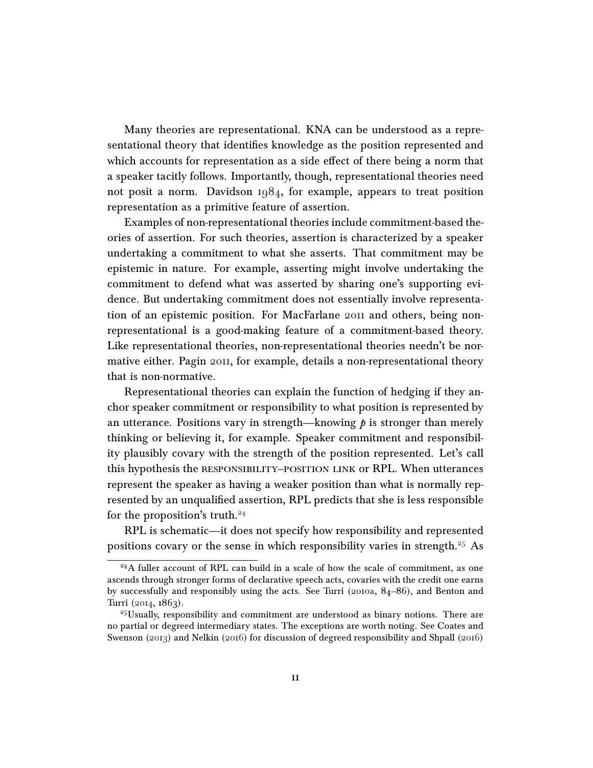Many theories are representational. KNA can be understood as a representational theory that identifies knowledge as the position represented and which accounts for representation as a side effect of there being a norm that a speaker tacitly follows. Importantly, though, representational theories need not posit a norm. Davidson 1984, for example, appears to treat position representation as a primitive feature of assertion.

Examples of non-representational theories include commitment-based theories of assertion. For such theories, assertion is characterized by a speaker undertaking a commitment to what she asserts. That commitment may be epistemic in nature. For example, asserting might involve undertaking the commitment to defend what was asserted by sharing one's supporting evidence. But undertaking commitment does not essentially involve representation of an epistemic position. For MacFarlane 2011 and others, being non-representational is a good-making feature of a commitment-based theory. Like representational theories, non-representational theories needn't be normative either. Pagin 2011, for example, details a non-representational theory that is non-normative.

Representational theories can explain the function of hedging if they anchor speaker commitment or responsibility to what position is represented by an utterance. Positions vary in strength—knowing $p$ is stronger than merely thinking or believing it, for example. Speaker commitment and responsibility plausibly covary with the strength of the position represented. Let's call this hypothesis the RESPONSIBILITY–POSITION LINK or RPL. When utterances represent the speaker as having a weaker position than what is normally represented by an unqualified assertion, RPL predicts that she is less responsible for the proposition's truth.[24]

RPL is schematic—it does not specify how responsibility and represented positions covary or the sense in which responsibility varies in strength.[25] As

[24] A fuller account of RPL can build in a scale of how the scale of commitment, as one ascends through stronger forms of declarative speech acts, covaries with the credit one earns by successfully and responsibly using the acts. See Turri (2010a, 84–86), and Benton and Turri (2014, 1863).

[25] Usually, responsibility and commitment are understood as binary notions. There are no partial or degreed intermediary states. The exceptions are worth noting. See Coates and Swenson (2013) and Nelkin (2016) for discussion of degreed responsibility and Shpall (2016)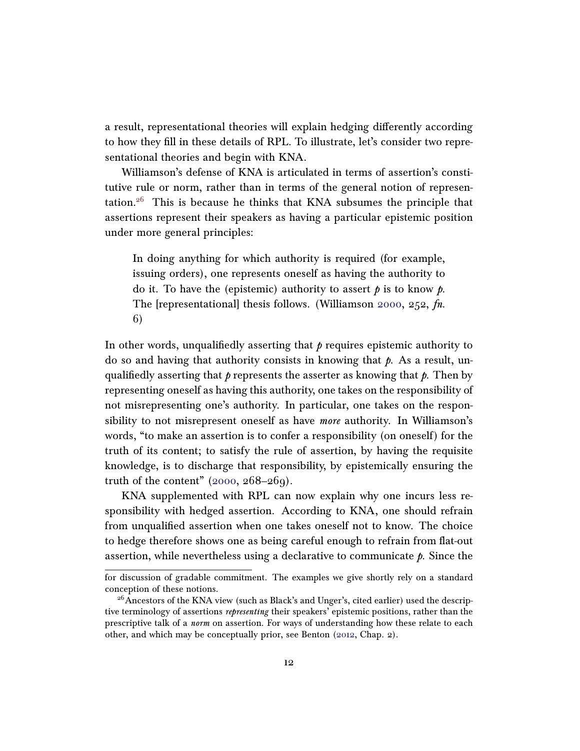a result, representational theories will explain hedging differently according to how they fill in these details of RPL. To illustrate, let's consider two representational theories and begin with KNA.

Williamson's defense of KNA is articulated in terms of assertion's constitutive rule or norm, rather than in terms of the general notion of representation.[26] This is because he thinks that KNA subsumes the principle that assertions represent their speakers as having a particular epistemic position under more general principles:

> In doing anything for which authority is required (for example, issuing orders), one represents oneself as having the authority to do it. To have the (epistemic) authority to assert *p* is to know *p*. The [representational] thesis follows. (Williamson 2000, 252, *fn.* 6)

In other words, unqualifiedly asserting that *p* requires epistemic authority to do so and having that authority consists in knowing that *p*. As a result, unqualifiedly asserting that *p* represents the asserter as knowing that *p*. Then by representing oneself as having this authority, one takes on the responsibility of not misrepresenting one's authority. In particular, one takes on the responsibility to not misrepresent oneself as have *more* authority. In Williamson's words, "to make an assertion is to confer a responsibility (on oneself) for the truth of its content; to satisfy the rule of assertion, by having the requisite knowledge, is to discharge that responsibility, by epistemically ensuring the truth of the content" (2000, 268–269).

KNA supplemented with RPL can now explain why one incurs less responsibility with hedged assertion. According to KNA, one should refrain from unqualified assertion when one takes oneself not to know. The choice to hedge therefore shows one as being careful enough to refrain from flat-out assertion, while nevertheless using a declarative to communicate *p*. Since the

for discussion of gradable commitment. The examples we give shortly rely on a standard conception of these notions.

[26] Ancestors of the KNA view (such as Black's and Unger's, cited earlier) used the descriptive terminology of assertions *representing* their speakers' epistemic positions, rather than the prescriptive talk of a *norm* on assertion. For ways of understanding how these relate to each other, and which may be conceptually prior, see Benton (2012, Chap. 2).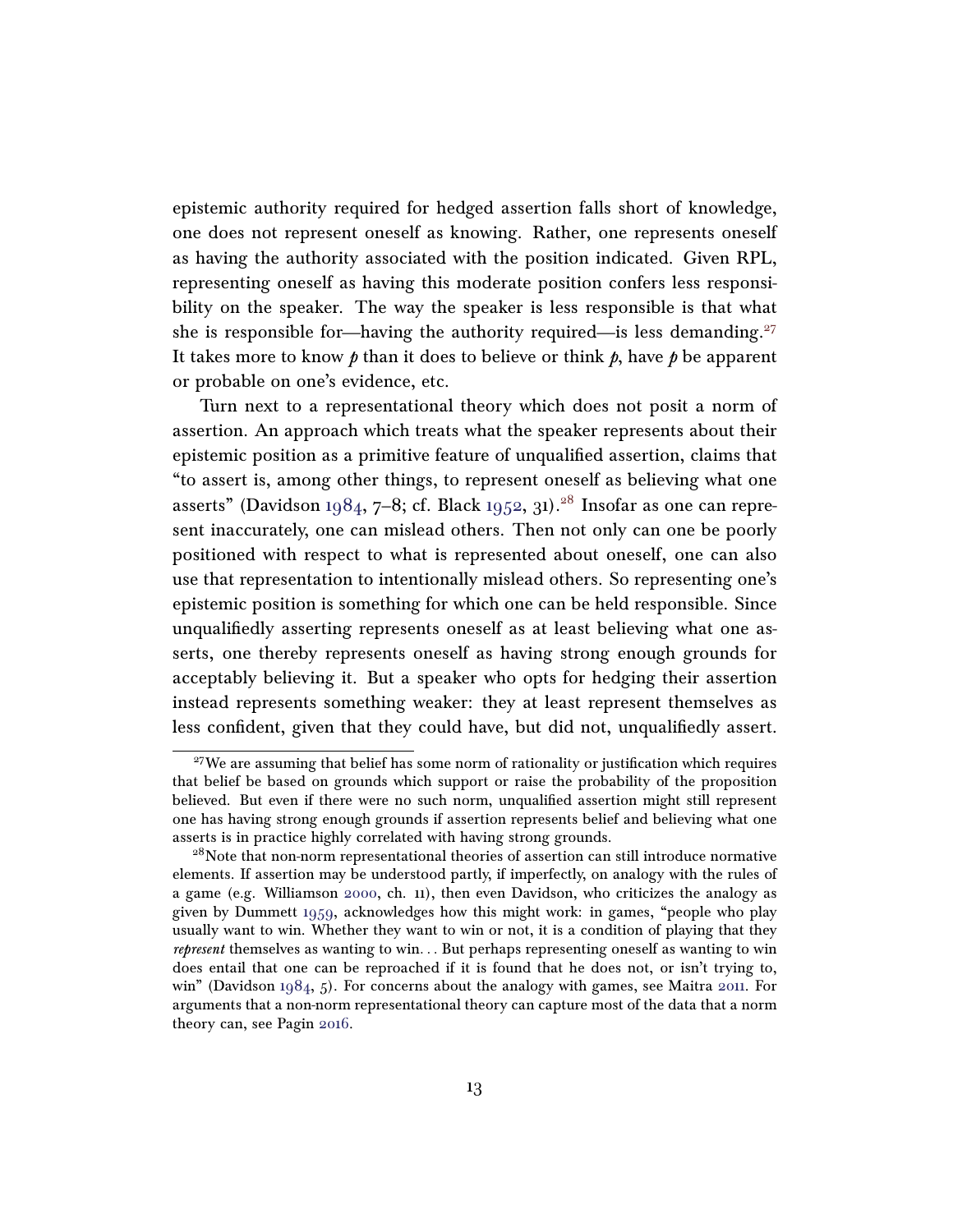epistemic authority required for hedged assertion falls short of knowledge, one does not represent oneself as knowing. Rather, one represents oneself as having the authority associated with the position indicated. Given RPL, representing oneself as having this moderate position confers less responsibility on the speaker. The way the speaker is less responsible is that what she is responsible for—having the authority required—is less demanding.[27] It takes more to know *p* than it does to believe or think *p*, have *p* be apparent or probable on one's evidence, etc.

Turn next to a representational theory which does not posit a norm of assertion. An approach which treats what the speaker represents about their epistemic position as a primitive feature of unqualified assertion, claims that "to assert is, among other things, to represent oneself as believing what one asserts" (Davidson 1984, 7–8; cf. Black 1952, 31).[28] Insofar as one can represent inaccurately, one can mislead others. Then not only can one be poorly positioned with respect to what is represented about oneself, one can also use that representation to intentionally mislead others. So representing one's epistemic position is something for which one can be held responsible. Since unqualifiedly asserting represents oneself as at least believing what one asserts, one thereby represents oneself as having strong enough grounds for acceptably believing it. But a speaker who opts for hedging their assertion instead represents something weaker: they at least represent themselves as less confident, given that they could have, but did not, unqualifiedly assert.

[27] We are assuming that belief has some norm of rationality or justification which requires that belief be based on grounds which support or raise the probability of the proposition believed. But even if there were no such norm, unqualified assertion might still represent one has having strong enough grounds if assertion represents belief and believing what one asserts is in practice highly correlated with having strong grounds.

[28] Note that non-norm representational theories of assertion can still introduce normative elements. If assertion may be understood partly, if imperfectly, on analogy with the rules of a game (e.g. Williamson 2000, ch. 11), then even Davidson, who criticizes the analogy as given by Dummett 1959, acknowledges how this might work: in games, "people who play usually want to win. Whether they want to win or not, it is a condition of playing that they *represent* themselves as wanting to win... But perhaps representing oneself as wanting to win does entail that one can be reproached if it is found that he does not, or isn't trying to, win" (Davidson 1984, 5). For concerns about the analogy with games, see Maitra 2011. For arguments that a non-norm representational theory can capture most of the data that a norm theory can, see Pagin 2016.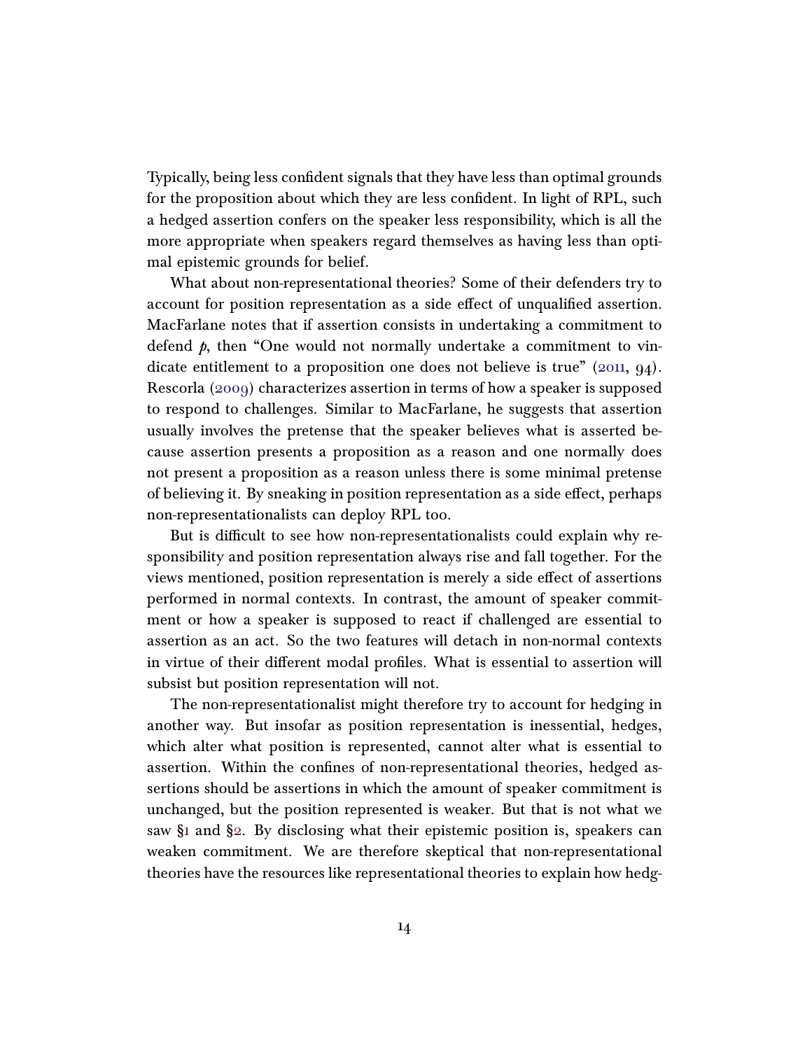Typically, being less confident signals that they have less than optimal grounds for the proposition about which they are less confident. In light of RPL, such a hedged assertion confers on the speaker less responsibility, which is all the more appropriate when speakers regard themselves as having less than optimal epistemic grounds for belief.

What about non-representational theories? Some of their defenders try to account for position representation as a side effect of unqualified assertion. MacFarlane notes that if assertion consists in undertaking a commitment to defend $p$, then "One would not normally undertake a commitment to vindicate entitlement to a proposition one does not believe is true" (2011, 94). Rescorla (2009) characterizes assertion in terms of how a speaker is supposed to respond to challenges. Similar to MacFarlane, he suggests that assertion usually involves the pretense that the speaker believes what is asserted because assertion presents a proposition as a reason and one normally does not present a proposition as a reason unless there is some minimal pretense of believing it. By sneaking in position representation as a side effect, perhaps non-representationalists can deploy RPL too.

But is difficult to see how non-representationalists could explain why responsibility and position representation always rise and fall together. For the views mentioned, position representation is merely a side effect of assertions performed in normal contexts. In contrast, the amount of speaker commitment or how a speaker is supposed to react if challenged are essential to assertion as an act. So the two features will detach in non-normal contexts in virtue of their different modal profiles. What is essential to assertion will subsist but position representation will not.

The non-representationalist might therefore try to account for hedging in another way. But insofar as position representation is inessential, hedges, which alter what position is represented, cannot alter what is essential to assertion. Within the confines of non-representational theories, hedged assertions should be assertions in which the amount of speaker commitment is unchanged, but the position represented is weaker. But that is not what we saw §1 and §2. By disclosing what their epistemic position is, speakers can weaken commitment. We are therefore skeptical that non-representational theories have the resources like representational theories to explain how hedg-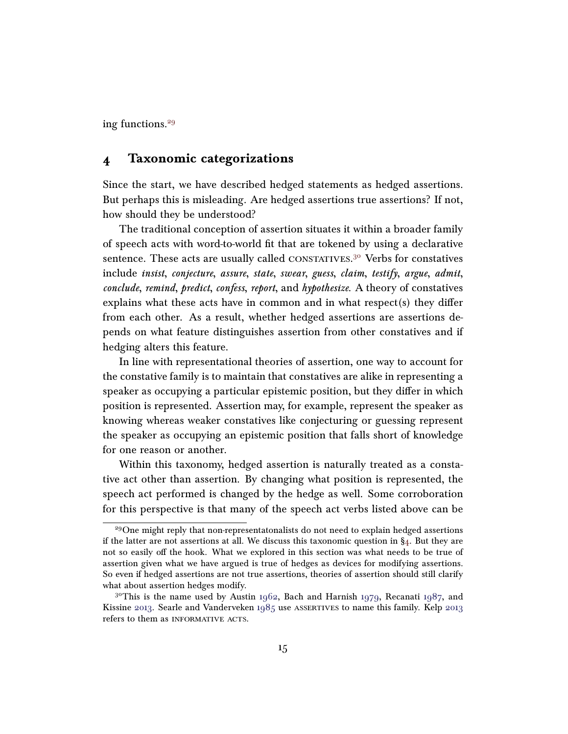ing functions.[29]

## 4 Taxonomic categorizations

Since the start, we have described hedged statements as hedged assertions. But perhaps this is misleading. Are hedged assertions true assertions? If not, how should they be understood?

The traditional conception of assertion situates it within a broader family of speech acts with word-to-world fit that are tokened by using a declarative sentence. These acts are usually called CONSTATIVES.[30] Verbs for constatives include *insist*, *conjecture*, *assure*, *state*, *swear*, *guess*, *claim*, *testify*, *argue*, *admit*, *conclude*, *remind*, *predict*, *confess*, *report*, and *hypothesize*. A theory of constatives explains what these acts have in common and in what respect(s) they differ from each other. As a result, whether hedged assertions are assertions depends on what feature distinguishes assertion from other constatives and if hedging alters this feature.

In line with representational theories of assertion, one way to account for the constative family is to maintain that constatives are alike in representing a speaker as occupying a particular epistemic position, but they differ in which position is represented. Assertion may, for example, represent the speaker as knowing whereas weaker constatives like conjecturing or guessing represent the speaker as occupying an epistemic position that falls short of knowledge for one reason or another.

Within this taxonomy, hedged assertion is naturally treated as a constative act other than assertion. By changing what position is represented, the speech act performed is changed by the hedge as well. Some corroboration for this perspective is that many of the speech act verbs listed above can be

---

[29] One might reply that non-representatonalists do not need to explain hedged assertions if the latter are not assertions at all. We discuss this taxonomic question in §4. But they are not so easily off the hook. What we explored in this section was what needs to be true of assertion given what we have argued is true of hedges as devices for modifying assertions. So even if hedged assertions are not true assertions, theories of assertion should still clarify what about assertion hedges modify.

[30] This is the name used by Austin 1962, Bach and Harnish 1979, Recanati 1987, and Kissine 2013. Searle and Vanderveken 1985 use ASSERTIVES to name this family. Kelp 2013 refers to them as INFORMATIVE ACTS.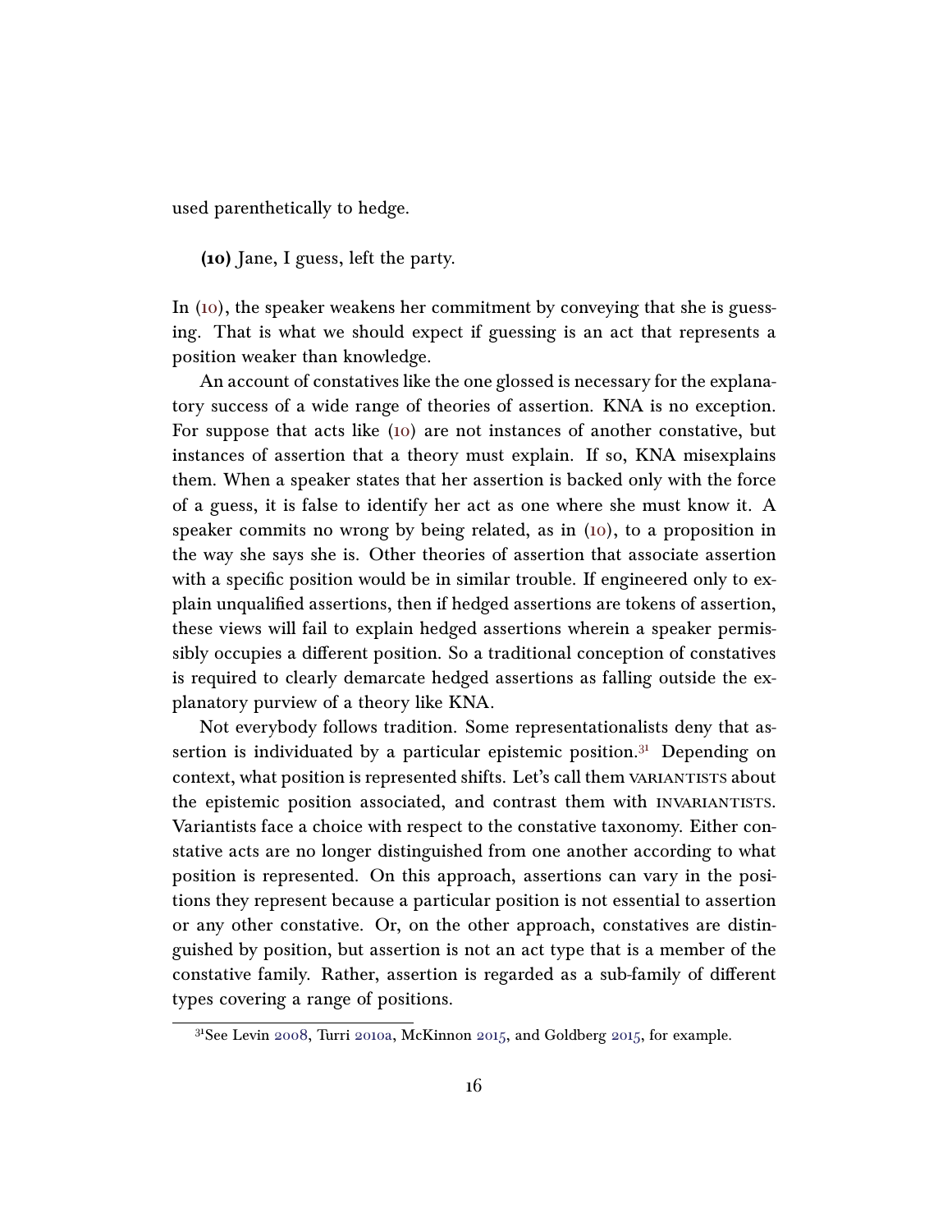used parenthetically to hedge.

**(10)** Jane, I guess, left the party.

In (10), the speaker weakens her commitment by conveying that she is guessing. That is what we should expect if guessing is an act that represents a position weaker than knowledge.

An account of constatives like the one glossed is necessary for the explanatory success of a wide range of theories of assertion. KNA is no exception. For suppose that acts like (10) are not instances of another constative, but instances of assertion that a theory must explain. If so, KNA misexplains them. When a speaker states that her assertion is backed only with the force of a guess, it is false to identify her act as one where she must know it. A speaker commits no wrong by being related, as in (10), to a proposition in the way she says she is. Other theories of assertion that associate assertion with a specific position would be in similar trouble. If engineered only to explain unqualified assertions, then if hedged assertions are tokens of assertion, these views will fail to explain hedged assertions wherein a speaker permissibly occupies a different position. So a traditional conception of constatives is required to clearly demarcate hedged assertions as falling outside the explanatory purview of a theory like KNA.

Not everybody follows tradition. Some representationalists deny that assertion is individuated by a particular epistemic position.[31] Depending on context, what position is represented shifts. Let's call them VARIANTISTS about the epistemic position associated, and contrast them with INVARIANTISTS. Variantists face a choice with respect to the constative taxonomy. Either constative acts are no longer distinguished from one another according to what position is represented. On this approach, assertions can vary in the positions they represent because a particular position is not essential to assertion or any other constative. Or, on the other approach, constatives are distinguished by position, but assertion is not an act type that is a member of the constative family. Rather, assertion is regarded as a sub-family of different types covering a range of positions.

[31] See Levin 2008, Turri 2010a, McKinnon 2015, and Goldberg 2015, for example.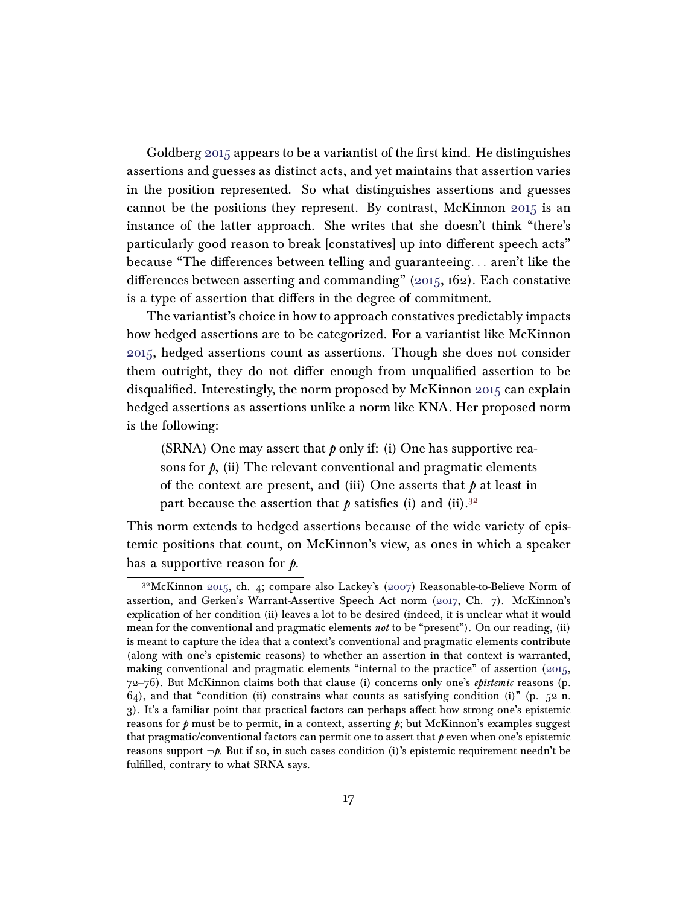Goldberg 2015 appears to be a variantist of the first kind. He distinguishes assertions and guesses as distinct acts, and yet maintains that assertion varies in the position represented. So what distinguishes assertions and guesses cannot be the positions they represent. By contrast, McKinnon 2015 is an instance of the latter approach. She writes that she doesn't think "there's particularly good reason to break [constatives] up into different speech acts" because "The differences between telling and guaranteeing... aren't like the differences between asserting and commanding" (2015, 162). Each constative is a type of assertion that differs in the degree of commitment.

The variantist's choice in how to approach constatives predictably impacts how hedged assertions are to be categorized. For a variantist like McKinnon 2015, hedged assertions count as assertions. Though she does not consider them outright, they do not differ enough from unqualified assertion to be disqualified. Interestingly, the norm proposed by McKinnon 2015 can explain hedged assertions as assertions unlike a norm like KNA. Her proposed norm is the following:

> (SRNA) One may assert that *p* only if: (i) One has supportive reasons for *p*, (ii) The relevant conventional and pragmatic elements of the context are present, and (iii) One asserts that *p* at least in part because the assertion that *p* satisfies (i) and (ii).[32]

This norm extends to hedged assertions because of the wide variety of epistemic positions that count, on McKinnon's view, as ones in which a speaker has a supportive reason for *p*.

---

[32] McKinnon 2015, ch. 4; compare also Lackey's (2007) Reasonable-to-Believe Norm of assertion, and Gerken's Warrant-Assertive Speech Act norm (2017, Ch. 7). McKinnon's explication of her condition (ii) leaves a lot to be desired (indeed, it is unclear what it would mean for the conventional and pragmatic elements *not* to be "present"). On our reading, (ii) is meant to capture the idea that a context's conventional and pragmatic elements contribute (along with one's epistemic reasons) to whether an assertion in that context is warranted, making conventional and pragmatic elements "internal to the practice" of assertion (2015, 72–76). But McKinnon claims both that clause (i) concerns only one's *epistemic* reasons (p. 64), and that "condition (ii) constrains what counts as satisfying condition (i)" (p. 52 n. 3). It's a familiar point that practical factors can perhaps affect how strong one's epistemic reasons for *p* must be to permit, in a context, asserting *p*; but McKinnon's examples suggest that pragmatic/conventional factors can permit one to assert that *p* even when one's epistemic reasons support $\neg p$. But if so, in such cases condition (i)'s epistemic requirement needn't be fulfilled, contrary to what SRNA says.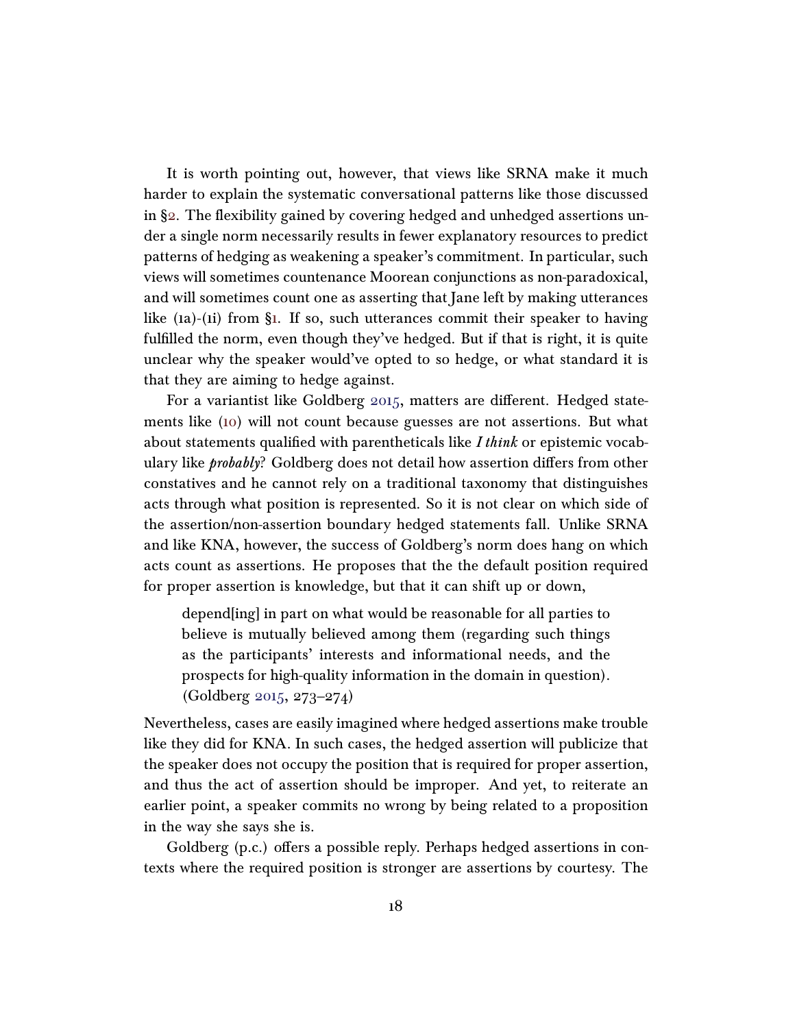It is worth pointing out, however, that views like SRNA make it much harder to explain the systematic conversational patterns like those discussed in §2. The flexibility gained by covering hedged and unhedged assertions under a single norm necessarily results in fewer explanatory resources to predict patterns of hedging as weakening a speaker's commitment. In particular, such views will sometimes countenance Moorean conjunctions as non-paradoxical, and will sometimes count one as asserting that Jane left by making utterances like (1a)-(1i) from §1. If so, such utterances commit their speaker to having fulfilled the norm, even though they've hedged. But if that is right, it is quite unclear why the speaker would've opted to so hedge, or what standard it is that they are aiming to hedge against.

For a variantist like Goldberg 2015, matters are different. Hedged statements like (10) will not count because guesses are not assertions. But what about statements qualified with parentheticals like *I think* or epistemic vocabulary like *probably*? Goldberg does not detail how assertion differs from other constatives and he cannot rely on a traditional taxonomy that distinguishes acts through what position is represented. So it is not clear on which side of the assertion/non-assertion boundary hedged statements fall. Unlike SRNA and like KNA, however, the success of Goldberg's norm does hang on which acts count as assertions. He proposes that the the default position required for proper assertion is knowledge, but that it can shift up or down,

> depend[ing] in part on what would be reasonable for all parties to believe is mutually believed among them (regarding such things as the participants' interests and informational needs, and the prospects for high-quality information in the domain in question). (Goldberg 2015, 273–274)

Nevertheless, cases are easily imagined where hedged assertions make trouble like they did for KNA. In such cases, the hedged assertion will publicize that the speaker does not occupy the position that is required for proper assertion, and thus the act of assertion should be improper. And yet, to reiterate an earlier point, a speaker commits no wrong by being related to a proposition in the way she says she is.

Goldberg (p.c.) offers a possible reply. Perhaps hedged assertions in contexts where the required position is stronger are assertions by courtesy. The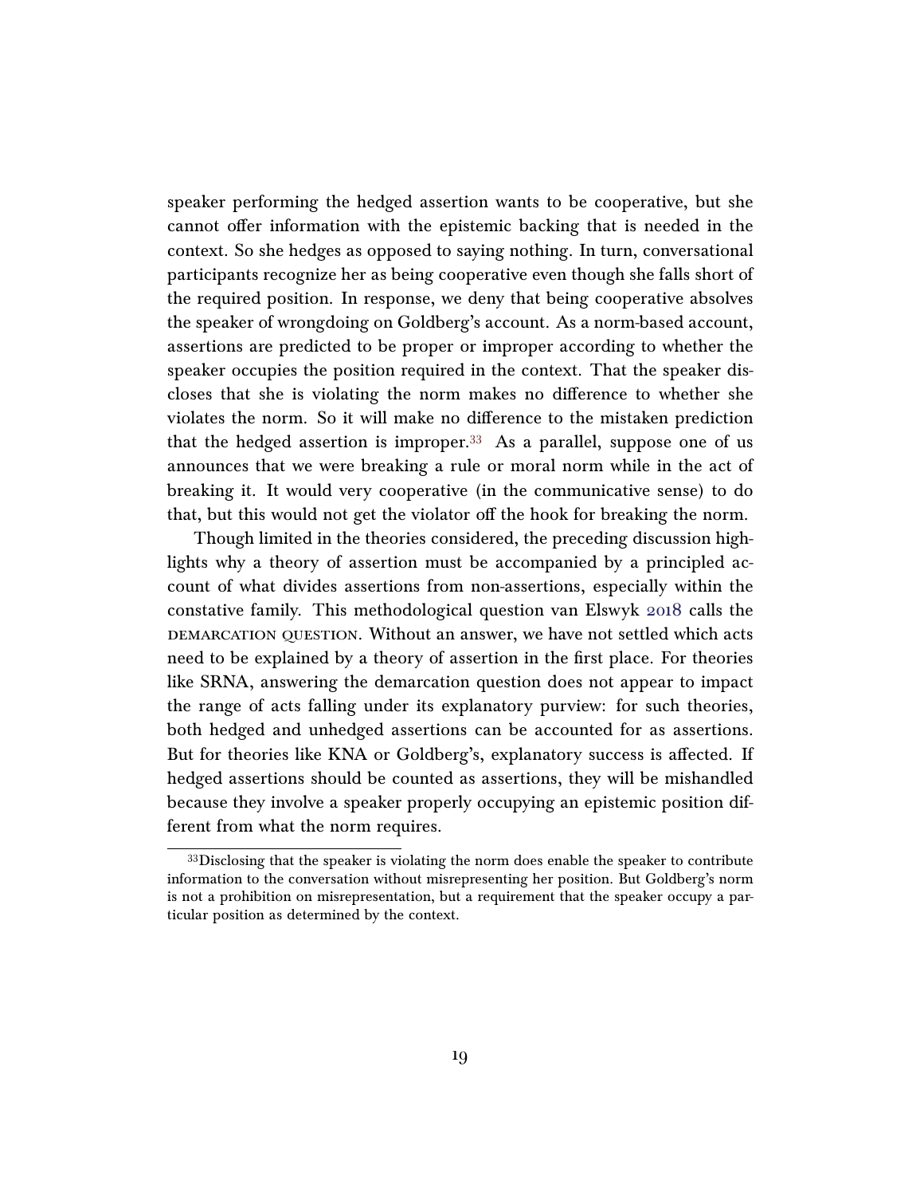speaker performing the hedged assertion wants to be cooperative, but she cannot offer information with the epistemic backing that is needed in the context. So she hedges as opposed to saying nothing. In turn, conversational participants recognize her as being cooperative even though she falls short of the required position. In response, we deny that being cooperative absolves the speaker of wrongdoing on Goldberg's account. As a norm-based account, assertions are predicted to be proper or improper according to whether the speaker occupies the position required in the context. That the speaker discloses that she is violating the norm makes no difference to whether she violates the norm. So it will make no difference to the mistaken prediction that the hedged assertion is improper.[33] As a parallel, suppose one of us announces that we were breaking a rule or moral norm while in the act of breaking it. It would very cooperative (in the communicative sense) to do that, but this would not get the violator off the hook for breaking the norm.

Though limited in the theories considered, the preceding discussion highlights why a theory of assertion must be accompanied by a principled account of what divides assertions from non-assertions, especially within the constative family. This methodological question van Elswyk 2018 calls the DEMARCATION QUESTION. Without an answer, we have not settled which acts need to be explained by a theory of assertion in the first place. For theories like SRNA, answering the demarcation question does not appear to impact the range of acts falling under its explanatory purview: for such theories, both hedged and unhedged assertions can be accounted for as assertions. But for theories like KNA or Goldberg's, explanatory success is affected. If hedged assertions should be counted as assertions, they will be mishandled because they involve a speaker properly occupying an epistemic position different from what the norm requires.

---

[33] Disclosing that the speaker is violating the norm does enable the speaker to contribute information to the conversation without misrepresenting her position. But Goldberg's norm is not a prohibition on misrepresentation, but a requirement that the speaker occupy a particular position as determined by the context.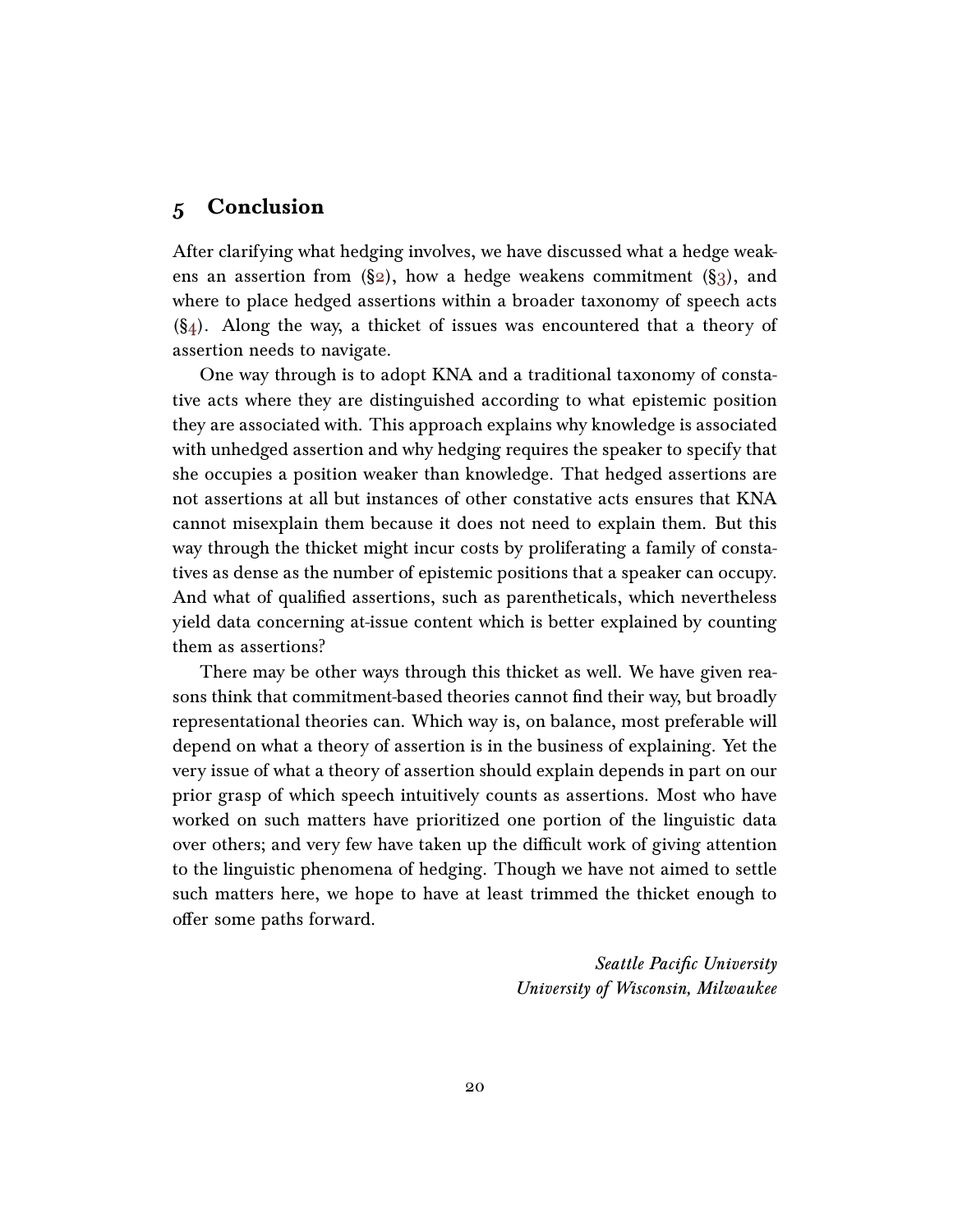## 5 Conclusion

After clarifying what hedging involves, we have discussed what a hedge weakens an assertion from (§2), how a hedge weakens commitment (§3), and where to place hedged assertions within a broader taxonomy of speech acts (§4). Along the way, a thicket of issues was encountered that a theory of assertion needs to navigate.

One way through is to adopt KNA and a traditional taxonomy of constative acts where they are distinguished according to what epistemic position they are associated with. This approach explains why knowledge is associated with unhedged assertion and why hedging requires the speaker to specify that she occupies a position weaker than knowledge. That hedged assertions are not assertions at all but instances of other constative acts ensures that KNA cannot misexplain them because it does not need to explain them. But this way through the thicket might incur costs by proliferating a family of constatives as dense as the number of epistemic positions that a speaker can occupy. And what of qualified assertions, such as parentheticals, which nevertheless yield data concerning at-issue content which is better explained by counting them as assertions?

There may be other ways through this thicket as well. We have given reasons think that commitment-based theories cannot find their way, but broadly representational theories can. Which way is, on balance, most preferable will depend on what a theory of assertion is in the business of explaining. Yet the very issue of what a theory of assertion should explain depends in part on our prior grasp of which speech intuitively counts as assertions. Most who have worked on such matters have prioritized one portion of the linguistic data over others; and very few have taken up the difficult work of giving attention to the linguistic phenomena of hedging. Though we have not aimed to settle such matters here, we hope to have at least trimmed the thicket enough to offer some paths forward.

*Seattle Pacific University*
*University of Wisconsin, Milwaukee*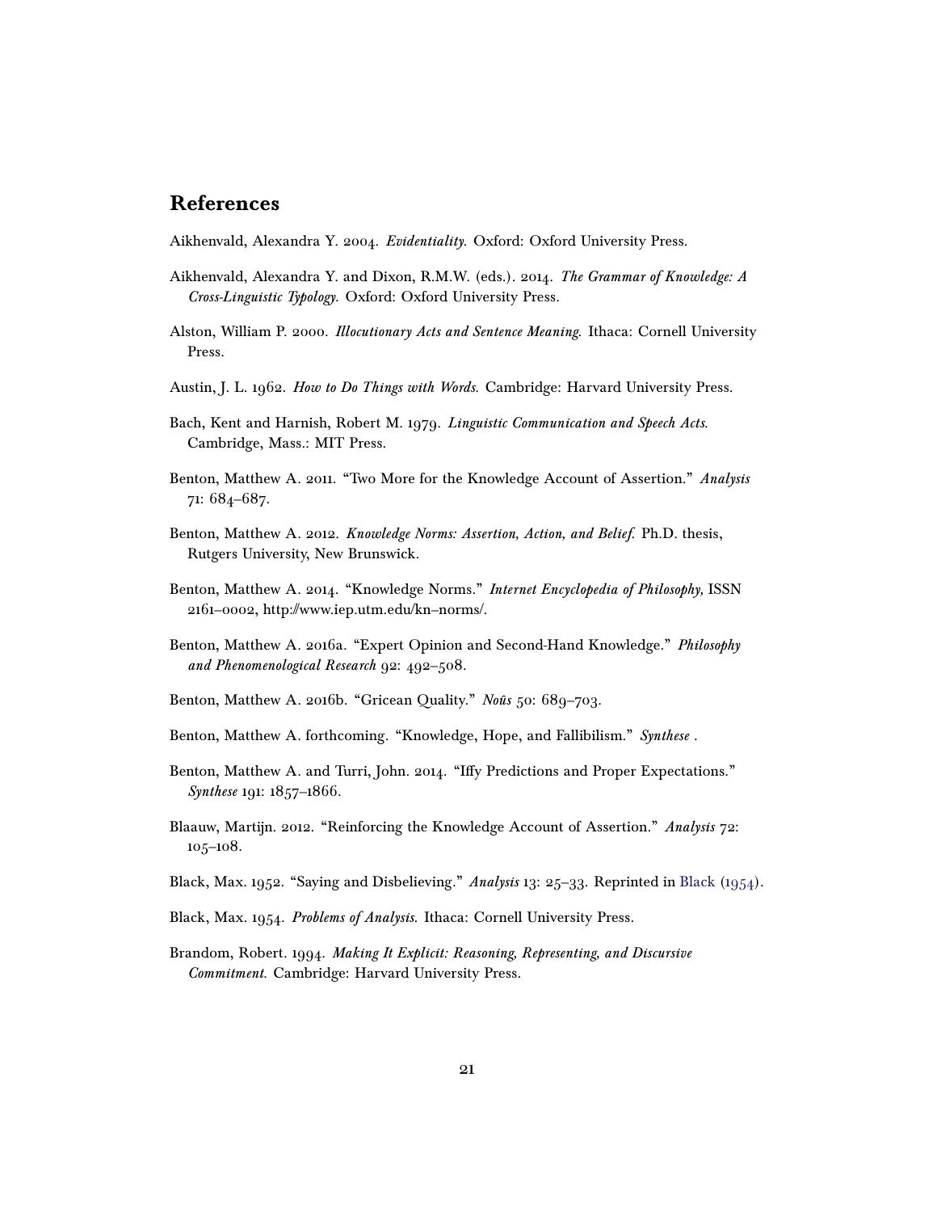## References

Aikhenvald, Alexandra Y. 2004. *Evidentiality*. Oxford: Oxford University Press.

Aikhenvald, Alexandra Y. and Dixon, R.M.W. (eds.). 2014. *The Grammar of Knowledge: A Cross-Linguistic Typology*. Oxford: Oxford University Press.

Alston, William P. 2000. *Illocutionary Acts and Sentence Meaning*. Ithaca: Cornell University Press.

Austin, J. L. 1962. *How to Do Things with Words*. Cambridge: Harvard University Press.

Bach, Kent and Harnish, Robert M. 1979. *Linguistic Communication and Speech Acts*. Cambridge, Mass.: MIT Press.

Benton, Matthew A. 2011. "Two More for the Knowledge Account of Assertion." *Analysis* 71: 684–687.

Benton, Matthew A. 2012. *Knowledge Norms: Assertion, Action, and Belief*. Ph.D. thesis, Rutgers University, New Brunswick.

Benton, Matthew A. 2014. "Knowledge Norms." *Internet Encyclopedia of Philosophy*, ISSN 2161–0002, http://www.iep.utm.edu/kn–norms/.

Benton, Matthew A. 2016a. "Expert Opinion and Second-Hand Knowledge." *Philosophy and Phenomenological Research* 92: 492–508.

Benton, Matthew A. 2016b. "Gricean Quality." *Noûs* 50: 689–703.

Benton, Matthew A. forthcoming. "Knowledge, Hope, and Fallibilism." *Synthese* .

Benton, Matthew A. and Turri, John. 2014. "Iffy Predictions and Proper Expectations." *Synthese* 191: 1857–1866.

Blaauw, Martijn. 2012. "Reinforcing the Knowledge Account of Assertion." *Analysis* 72: 105–108.

Black, Max. 1952. "Saying and Disbelieving." *Analysis* 13: 25–33. Reprinted in Black (1954).

Black, Max. 1954. *Problems of Analysis*. Ithaca: Cornell University Press.

Brandom, Robert. 1994. *Making It Explicit: Reasoning, Representing, and Discursive Commitment*. Cambridge: Harvard University Press.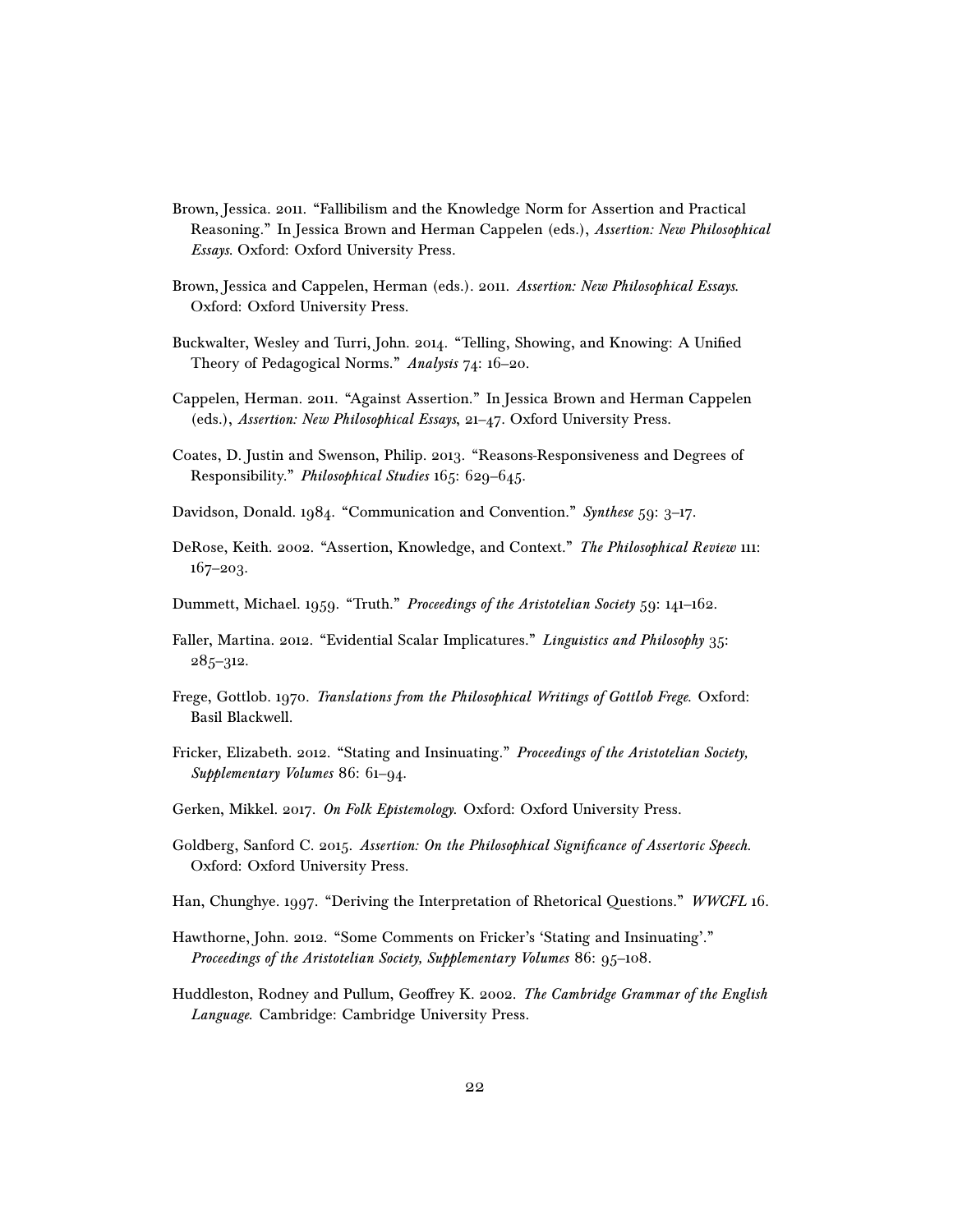Brown, Jessica. 2011. "Fallibilism and the Knowledge Norm for Assertion and Practical Reasoning." In Jessica Brown and Herman Cappelen (eds.), *Assertion: New Philosophical Essays*. Oxford: Oxford University Press.

Brown, Jessica and Cappelen, Herman (eds.). 2011. *Assertion: New Philosophical Essays*. Oxford: Oxford University Press.

Buckwalter, Wesley and Turri, John. 2014. "Telling, Showing, and Knowing: A Unified Theory of Pedagogical Norms." *Analysis* 74: 16–20.

Cappelen, Herman. 2011. "Against Assertion." In Jessica Brown and Herman Cappelen (eds.), *Assertion: New Philosophical Essays*, 21–47. Oxford University Press.

Coates, D. Justin and Swenson, Philip. 2013. "Reasons-Responsiveness and Degrees of Responsibility." *Philosophical Studies* 165: 629–645.

Davidson, Donald. 1984. "Communication and Convention." *Synthese* 59: 3–17.

DeRose, Keith. 2002. "Assertion, Knowledge, and Context." *The Philosophical Review* 111: 167–203.

Dummett, Michael. 1959. "Truth." *Proceedings of the Aristotelian Society* 59: 141–162.

Faller, Martina. 2012. "Evidential Scalar Implicatures." *Linguistics and Philosophy* 35: 285–312.

Frege, Gottlob. 1970. *Translations from the Philosophical Writings of Gottlob Frege*. Oxford: Basil Blackwell.

Fricker, Elizabeth. 2012. "Stating and Insinuating." *Proceedings of the Aristotelian Society, Supplementary Volumes* 86: 61–94.

Gerken, Mikkel. 2017. *On Folk Epistemology*. Oxford: Oxford University Press.

Goldberg, Sanford C. 2015. *Assertion: On the Philosophical Significance of Assertoric Speech*. Oxford: Oxford University Press.

Han, Chunghye. 1997. "Deriving the Interpretation of Rhetorical Questions." *WWCFL* 16.

Hawthorne, John. 2012. "Some Comments on Fricker's 'Stating and Insinuating'." *Proceedings of the Aristotelian Society, Supplementary Volumes* 86: 95–108.

Huddleston, Rodney and Pullum, Geoffrey K. 2002. *The Cambridge Grammar of the English Language*. Cambridge: Cambridge University Press.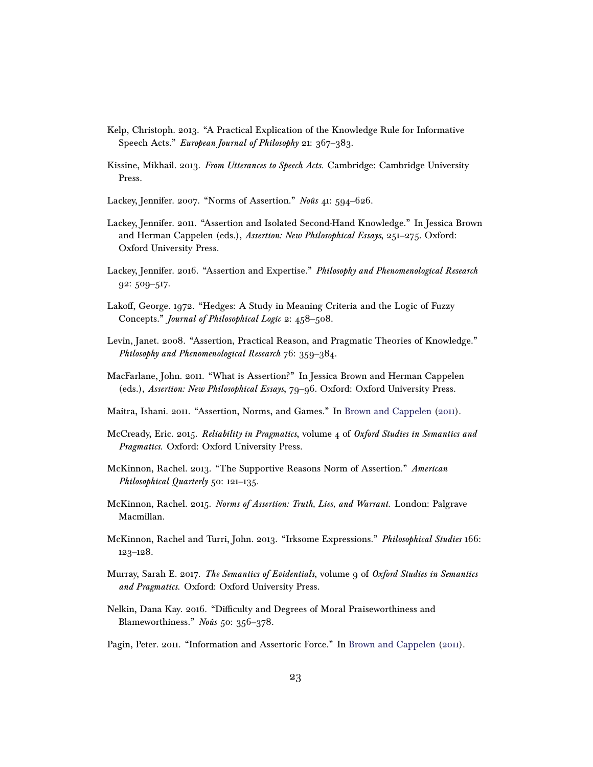Kelp, Christoph. 2013. "A Practical Explication of the Knowledge Rule for Informative Speech Acts." *European Journal of Philosophy* 21: 367–383.

Kissine, Mikhail. 2013. *From Utterances to Speech Acts*. Cambridge: Cambridge University Press.

Lackey, Jennifer. 2007. "Norms of Assertion." *Noûs* 41: 594–626.

Lackey, Jennifer. 2011. "Assertion and Isolated Second-Hand Knowledge." In Jessica Brown and Herman Cappelen (eds.), *Assertion: New Philosophical Essays*, 251–275. Oxford: Oxford University Press.

Lackey, Jennifer. 2016. "Assertion and Expertise." *Philosophy and Phenomenological Research* 92: 509–517.

Lakoff, George. 1972. "Hedges: A Study in Meaning Criteria and the Logic of Fuzzy Concepts." *Journal of Philosophical Logic* 2: 458–508.

Levin, Janet. 2008. "Assertion, Practical Reason, and Pragmatic Theories of Knowledge." *Philosophy and Phenomenological Research* 76: 359–384.

MacFarlane, John. 2011. "What is Assertion?" In Jessica Brown and Herman Cappelen (eds.), *Assertion: New Philosophical Essays*, 79–96. Oxford: Oxford University Press.

Maitra, Ishani. 2011. "Assertion, Norms, and Games." In Brown and Cappelen (2011).

McCready, Eric. 2015. *Reliability in Pragmatics*, volume 4 of *Oxford Studies in Semantics and Pragmatics*. Oxford: Oxford University Press.

McKinnon, Rachel. 2013. "The Supportive Reasons Norm of Assertion." *American Philosophical Quarterly* 50: 121–135.

McKinnon, Rachel. 2015. *Norms of Assertion: Truth, Lies, and Warrant*. London: Palgrave Macmillan.

McKinnon, Rachel and Turri, John. 2013. "Irksome Expressions." *Philosophical Studies* 166: 123–128.

Murray, Sarah E. 2017. *The Semantics of Evidentials*, volume 9 of *Oxford Studies in Semantics and Pragmatics*. Oxford: Oxford University Press.

Nelkin, Dana Kay. 2016. "Difficulty and Degrees of Moral Praiseworthiness and Blameworthiness." *Noûs* 50: 356–378.

Pagin, Peter. 2011. "Information and Assertoric Force." In Brown and Cappelen (2011).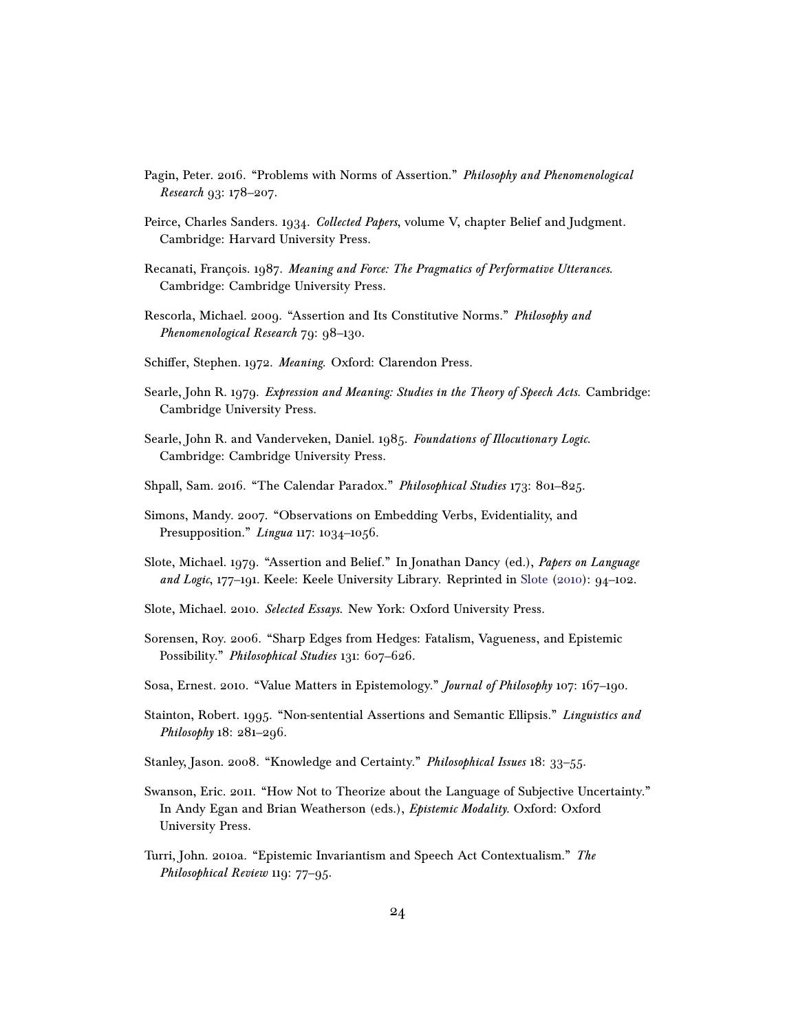Pagin, Peter. 2016. "Problems with Norms of Assertion." *Philosophy and Phenomenological Research* 93: 178–207.

Peirce, Charles Sanders. 1934. *Collected Papers*, volume V, chapter Belief and Judgment. Cambridge: Harvard University Press.

Recanati, François. 1987. *Meaning and Force: The Pragmatics of Performative Utterances*. Cambridge: Cambridge University Press.

Rescorla, Michael. 2009. "Assertion and Its Constitutive Norms." *Philosophy and Phenomenological Research* 79: 98–130.

Schiffer, Stephen. 1972. *Meaning*. Oxford: Clarendon Press.

Searle, John R. 1979. *Expression and Meaning: Studies in the Theory of Speech Acts*. Cambridge: Cambridge University Press.

Searle, John R. and Vanderveken, Daniel. 1985. *Foundations of Illocutionary Logic*. Cambridge: Cambridge University Press.

Shpall, Sam. 2016. "The Calendar Paradox." *Philosophical Studies* 173: 801–825.

Simons, Mandy. 2007. "Observations on Embedding Verbs, Evidentiality, and Presupposition." *Lingua* 117: 1034–1056.

Slote, Michael. 1979. "Assertion and Belief." In Jonathan Dancy (ed.), *Papers on Language and Logic*, 177–191. Keele: Keele University Library. Reprinted in Slote (2010): 94–102.

Slote, Michael. 2010. *Selected Essays*. New York: Oxford University Press.

Sorensen, Roy. 2006. "Sharp Edges from Hedges: Fatalism, Vagueness, and Epistemic Possibility." *Philosophical Studies* 131: 607–626.

Sosa, Ernest. 2010. "Value Matters in Epistemology." *Journal of Philosophy* 107: 167–190.

Stainton, Robert. 1995. "Non-sentential Assertions and Semantic Ellipsis." *Linguistics and Philosophy* 18: 281–296.

Stanley, Jason. 2008. "Knowledge and Certainty." *Philosophical Issues* 18: 33–55.

Swanson, Eric. 2011. "How Not to Theorize about the Language of Subjective Uncertainty." In Andy Egan and Brian Weatherson (eds.), *Epistemic Modality*. Oxford: Oxford University Press.

Turri, John. 2010a. "Epistemic Invariantism and Speech Act Contextualism." *The Philosophical Review* 119: 77–95.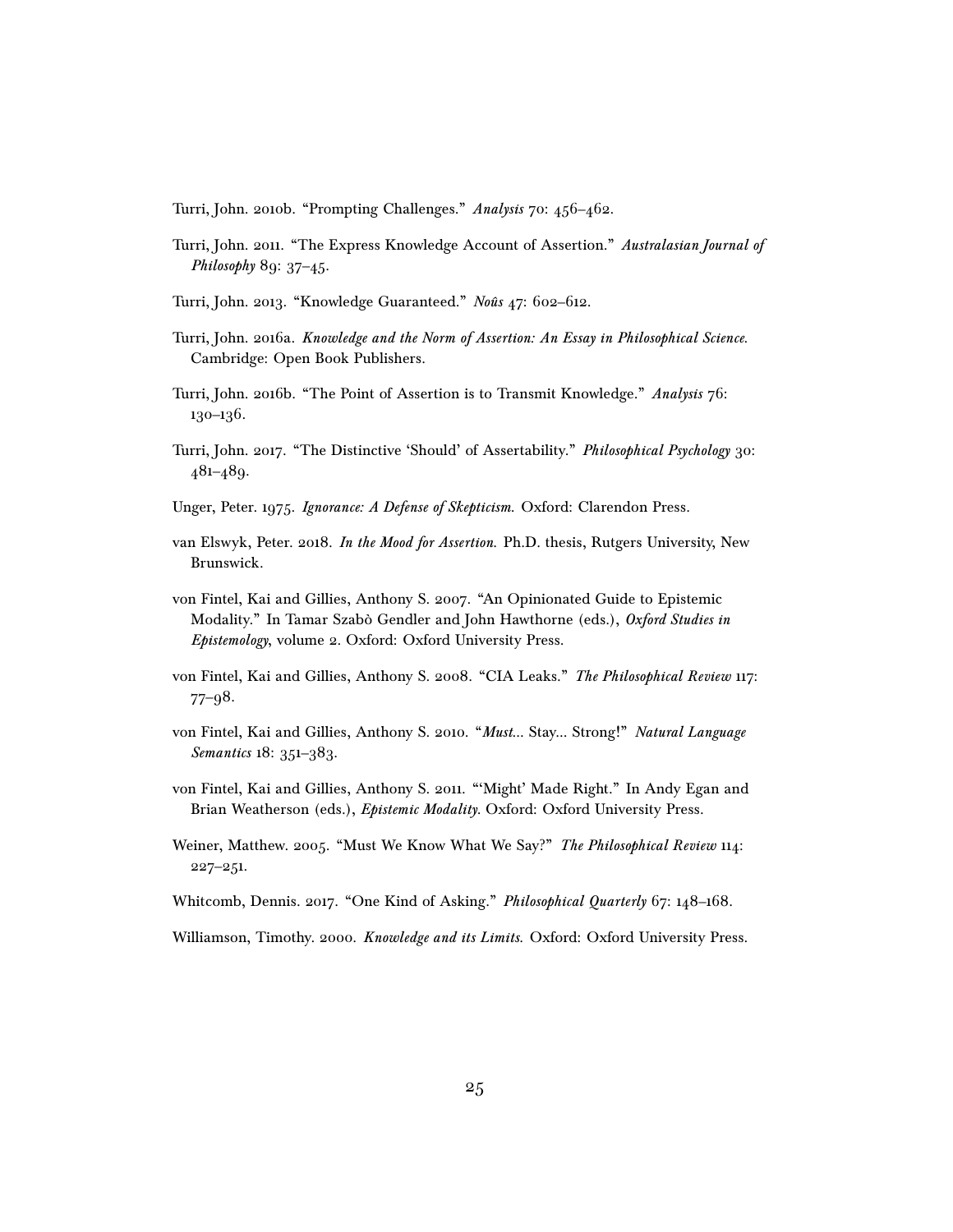Turri, John. 2010b. "Prompting Challenges." *Analysis* 70: 456–462.

Turri, John. 2011. "The Express Knowledge Account of Assertion." *Australasian Journal of Philosophy* 89: 37–45.

Turri, John. 2013. "Knowledge Guaranteed." *Noûs* 47: 602–612.

Turri, John. 2016a. *Knowledge and the Norm of Assertion: An Essay in Philosophical Science*. Cambridge: Open Book Publishers.

Turri, John. 2016b. "The Point of Assertion is to Transmit Knowledge." *Analysis* 76: 130–136.

Turri, John. 2017. "The Distinctive 'Should' of Assertability." *Philosophical Psychology* 30: 481–489.

Unger, Peter. 1975. *Ignorance: A Defense of Skepticism*. Oxford: Clarendon Press.

van Elswyk, Peter. 2018. *In the Mood for Assertion*. Ph.D. thesis, Rutgers University, New Brunswick.

von Fintel, Kai and Gillies, Anthony S. 2007. "An Opinionated Guide to Epistemic Modality." In Tamar Szabò Gendler and John Hawthorne (eds.), *Oxford Studies in Epistemology*, volume 2. Oxford: Oxford University Press.

von Fintel, Kai and Gillies, Anthony S. 2008. "CIA Leaks." *The Philosophical Review* 117: 77–98.

von Fintel, Kai and Gillies, Anthony S. 2010. "*Must*... Stay... Strong!" *Natural Language Semantics* 18: 351–383.

von Fintel, Kai and Gillies, Anthony S. 2011. "'Might' Made Right." In Andy Egan and Brian Weatherson (eds.), *Epistemic Modality*. Oxford: Oxford University Press.

Weiner, Matthew. 2005. "Must We Know What We Say?" *The Philosophical Review* 114: 227–251.

Whitcomb, Dennis. 2017. "One Kind of Asking." *Philosophical Quarterly* 67: 148–168.

Williamson, Timothy. 2000. *Knowledge and its Limits*. Oxford: Oxford University Press.